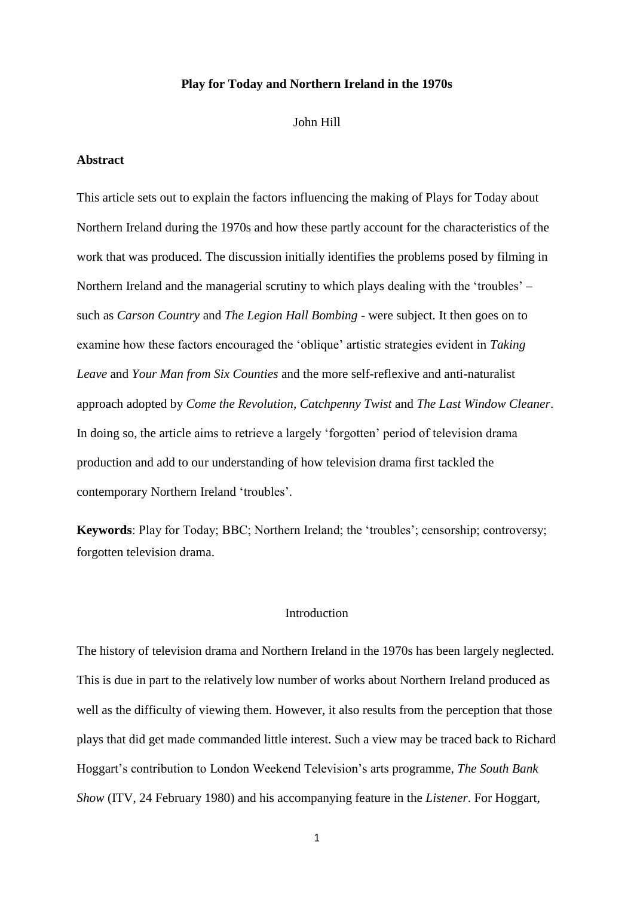# Play for Today and Northern Ireland in the 1970s

John Hill

## Abstract

This article sets out to explain the factors influencing the making of Plays for Today about Northern Ireland during the 1970s and how these partly account for the characteristics of the work that was produced. The discussion initially identifies the problems posed by filming in Northern Ireland and the managerial scrutiny to which plays dealing with the 'troubles' – such as *Carson Country* and *The Legion Hall Bombing* - were subject. It then goes on to examine how these factors encouraged the 'oblique' artistic strategies evident in *Taking Leave* and *Your Man from Six Counties* and the more self-reflexive and anti-naturalist approach adopted by *Come the Revolution*, *Catchpenny Twist* and *The Last Window Cleaner*. In doing so, the article aims to retrieve a largely 'forgotten' period of television drama production and add to our understanding of how television drama first tackled the contemporary Northern Ireland 'troubles'.

**Keywords**: Play for Today; BBC; Northern Ireland; the 'troubles'; censorship; controversy; forgotten television drama.

## Introduction

The history of television drama and Northern Ireland in the 1970s has been largely neglected. This is due in part to the relatively low number of works about Northern Ireland produced as well as the difficulty of viewing them. However, it also results from the perception that those plays that did get made commanded little interest. Such a view may be traced back to Richard Hoggart's contribution to London Weekend Television's arts programme, *The South Bank Show* (ITV, 24 February 1980) and his accompanying feature in the *Listener*. For Hoggart,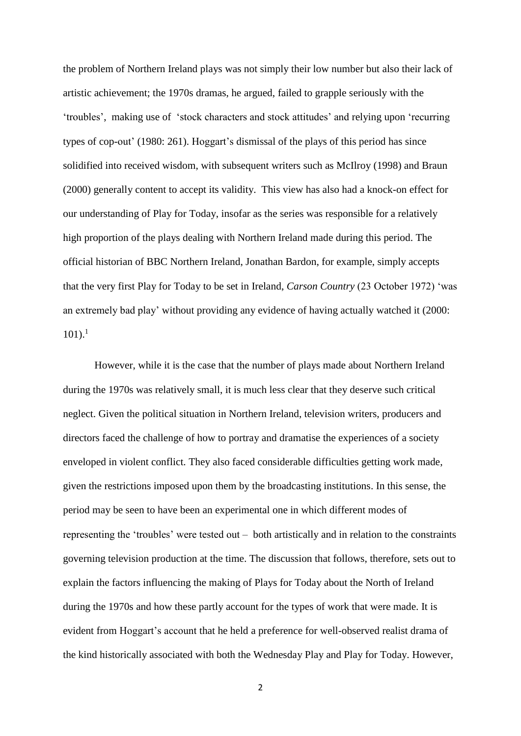the problem of Northern Ireland plays was not simply their low number but also their lack of artistic achievement; the 1970s dramas, he argued, failed to grapple seriously with the 'troubles', making use of 'stock characters and stock attitudes' and relying upon 'recurring types of cop-out' (1980: 261). Hoggart's dismissal of the plays of this period has since solidified into received wisdom, with subsequent writers such as McIlroy (1998) and Braun (2000) generally content to accept its validity. This view has also had a knock-on effect for our understanding of Play for Today, insofar as the series was responsible for a relatively high proportion of the plays dealing with Northern Ireland made during this period. The official historian of BBC Northern Ireland, Jonathan Bardon, for example, simply accepts that the very first Play for Today to be set in Ireland, *Carson Country* (23 October 1972) 'was an extremely bad play' without providing any evidence of having actually watched it (2000: 101).[1]

However, while it is the case that the number of plays made about Northern Ireland during the 1970s was relatively small, it is much less clear that they deserve such critical neglect. Given the political situation in Northern Ireland, television writers, producers and directors faced the challenge of how to portray and dramatise the experiences of a society enveloped in violent conflict. They also faced considerable difficulties getting work made, given the restrictions imposed upon them by the broadcasting institutions. In this sense, the period may be seen to have been an experimental one in which different modes of representing the 'troubles' were tested out – both artistically and in relation to the constraints governing television production at the time. The discussion that follows, therefore, sets out to explain the factors influencing the making of Plays for Today about the North of Ireland during the 1970s and how these partly account for the types of work that were made. It is evident from Hoggart's account that he held a preference for well-observed realist drama of the kind historically associated with both the Wednesday Play and Play for Today. However,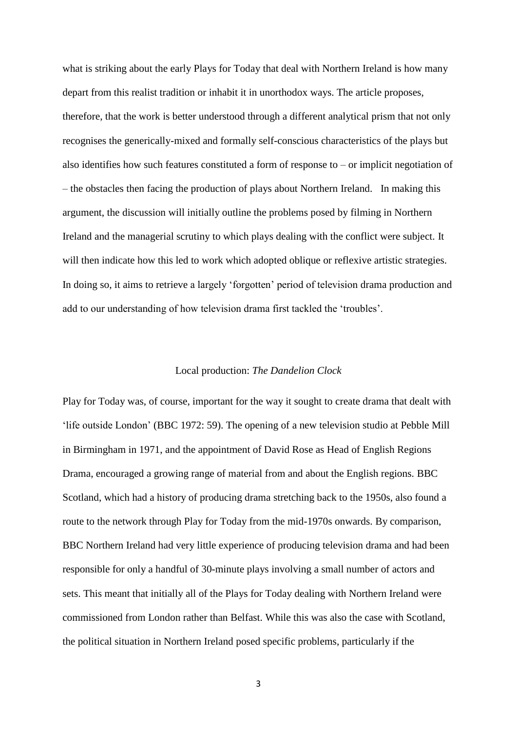what is striking about the early Plays for Today that deal with Northern Ireland is how many depart from this realist tradition or inhabit it in unorthodox ways. The article proposes, therefore, that the work is better understood through a different analytical prism that not only recognises the generically-mixed and formally self-conscious characteristics of the plays but also identifies how such features constituted a form of response to – or implicit negotiation of – the obstacles then facing the production of plays about Northern Ireland. In making this argument, the discussion will initially outline the problems posed by filming in Northern Ireland and the managerial scrutiny to which plays dealing with the conflict were subject. It will then indicate how this led to work which adopted oblique or reflexive artistic strategies. In doing so, it aims to retrieve a largely 'forgotten' period of television drama production and add to our understanding of how television drama first tackled the 'troubles'.

## Local production: *The Dandelion Clock*

Play for Today was, of course, important for the way it sought to create drama that dealt with 'life outside London' (BBC 1972: 59). The opening of a new television studio at Pebble Mill in Birmingham in 1971, and the appointment of David Rose as Head of English Regions Drama, encouraged a growing range of material from and about the English regions. BBC Scotland, which had a history of producing drama stretching back to the 1950s, also found a route to the network through Play for Today from the mid-1970s onwards. By comparison, BBC Northern Ireland had very little experience of producing television drama and had been responsible for only a handful of 30-minute plays involving a small number of actors and sets. This meant that initially all of the Plays for Today dealing with Northern Ireland were commissioned from London rather than Belfast. While this was also the case with Scotland, the political situation in Northern Ireland posed specific problems, particularly if the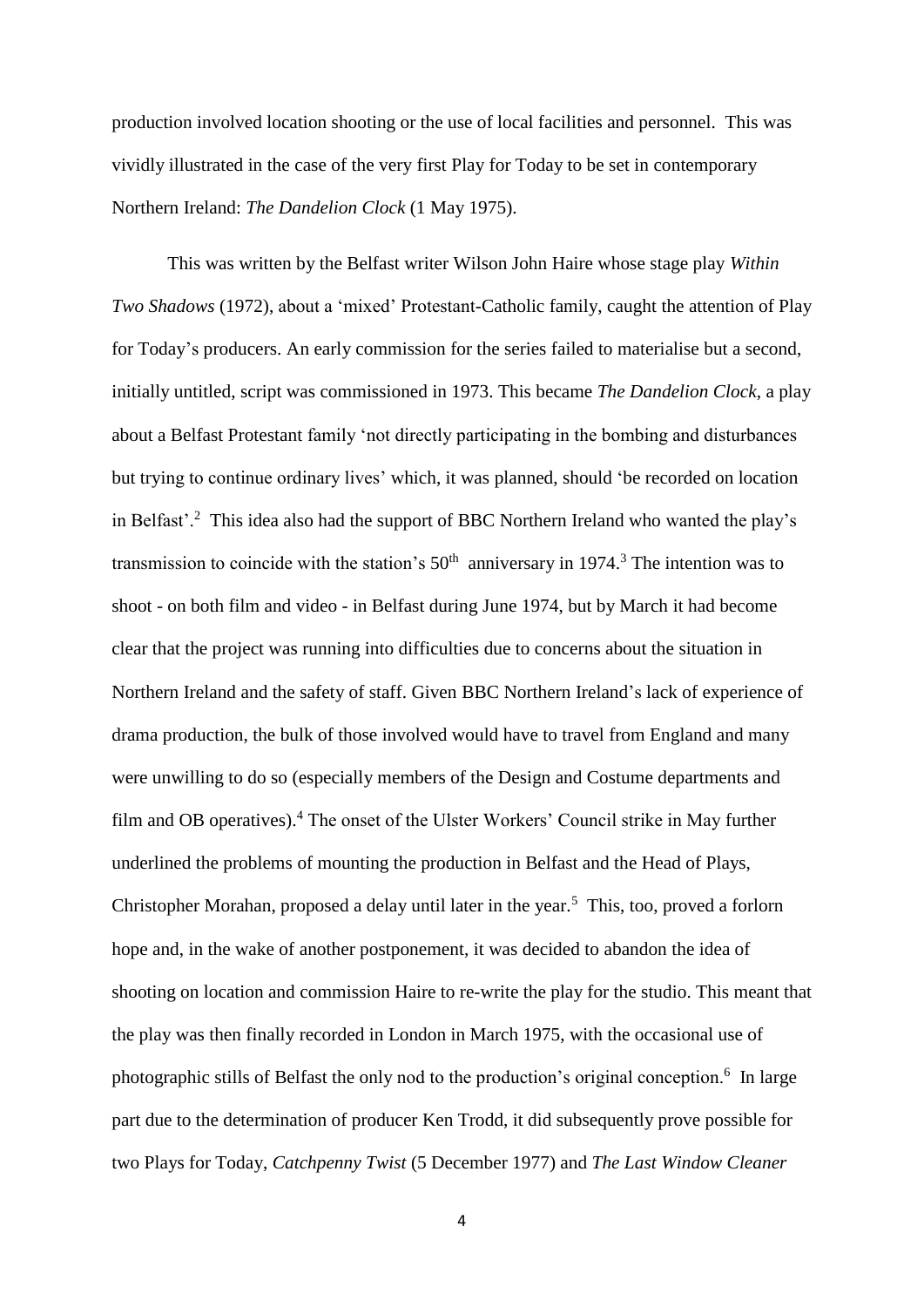production involved location shooting or the use of local facilities and personnel. This was vividly illustrated in the case of the very first Play for Today to be set in contemporary Northern Ireland: *The Dandelion Clock* (1 May 1975).

This was written by the Belfast writer Wilson John Haire whose stage play *Within Two Shadows* (1972), about a 'mixed' Protestant-Catholic family, caught the attention of Play for Today's producers. An early commission for the series failed to materialise but a second, initially untitled, script was commissioned in 1973. This became *The Dandelion Clock*, a play about a Belfast Protestant family 'not directly participating in the bombing and disturbances but trying to continue ordinary lives' which, it was planned, should 'be recorded on location in Belfast'.[2] This idea also had the support of BBC Northern Ireland who wanted the play's transmission to coincide with the station's 50th anniversary in 1974.[3] The intention was to shoot - on both film and video - in Belfast during June 1974, but by March it had become clear that the project was running into difficulties due to concerns about the situation in Northern Ireland and the safety of staff. Given BBC Northern Ireland's lack of experience of drama production, the bulk of those involved would have to travel from England and many were unwilling to do so (especially members of the Design and Costume departments and film and OB operatives).[4] The onset of the Ulster Workers' Council strike in May further underlined the problems of mounting the production in Belfast and the Head of Plays, Christopher Morahan, proposed a delay until later in the year.[5] This, too, proved a forlorn hope and, in the wake of another postponement, it was decided to abandon the idea of shooting on location and commission Haire to re-write the play for the studio. This meant that the play was then finally recorded in London in March 1975, with the occasional use of photographic stills of Belfast the only nod to the production's original conception.[6] In large part due to the determination of producer Ken Trodd, it did subsequently prove possible for two Plays for Today, *Catchpenny Twist* (5 December 1977) and *The Last Window Cleaner*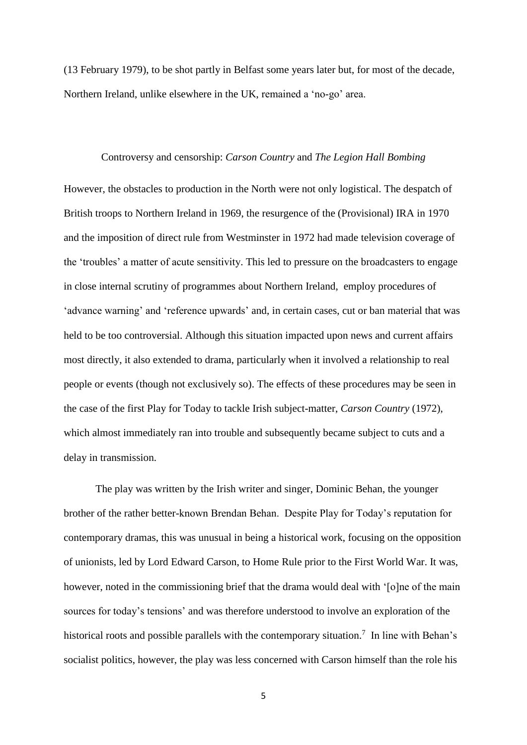(13 February 1979), to be shot partly in Belfast some years later but, for most of the decade, Northern Ireland, unlike elsewhere in the UK, remained a 'no-go' area.

## Controversy and censorship: *Carson Country* and *The Legion Hall Bombing*

However, the obstacles to production in the North were not only logistical. The despatch of British troops to Northern Ireland in 1969, the resurgence of the (Provisional) IRA in 1970 and the imposition of direct rule from Westminster in 1972 had made television coverage of the 'troubles' a matter of acute sensitivity. This led to pressure on the broadcasters to engage in close internal scrutiny of programmes about Northern Ireland, employ procedures of 'advance warning' and 'reference upwards' and, in certain cases, cut or ban material that was held to be too controversial. Although this situation impacted upon news and current affairs most directly, it also extended to drama, particularly when it involved a relationship to real people or events (though not exclusively so). The effects of these procedures may be seen in the case of the first Play for Today to tackle Irish subject-matter, *Carson Country* (1972), which almost immediately ran into trouble and subsequently became subject to cuts and a delay in transmission.

The play was written by the Irish writer and singer, Dominic Behan, the younger brother of the rather better-known Brendan Behan. Despite Play for Today's reputation for contemporary dramas, this was unusual in being a historical work, focusing on the opposition of unionists, led by Lord Edward Carson, to Home Rule prior to the First World War. It was, however, noted in the commissioning brief that the drama would deal with '[o]ne of the main sources for today's tensions' and was therefore understood to involve an exploration of the historical roots and possible parallels with the contemporary situation.[7] In line with Behan's socialist politics, however, the play was less concerned with Carson himself than the role his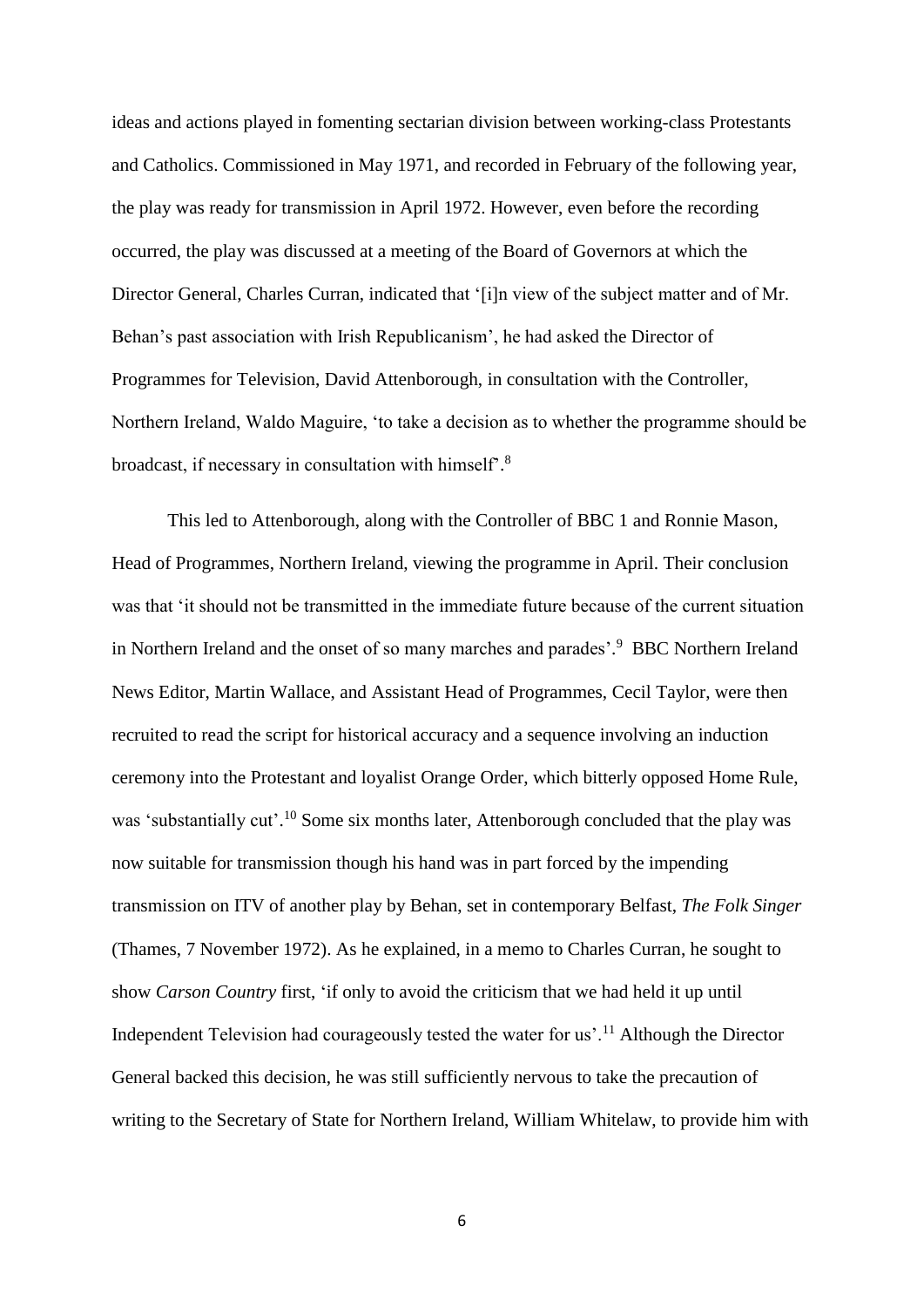ideas and actions played in fomenting sectarian division between working-class Protestants and Catholics. Commissioned in May 1971, and recorded in February of the following year, the play was ready for transmission in April 1972. However, even before the recording occurred, the play was discussed at a meeting of the Board of Governors at which the Director General, Charles Curran, indicated that '[i]n view of the subject matter and of Mr. Behan's past association with Irish Republicanism', he had asked the Director of Programmes for Television, David Attenborough, in consultation with the Controller, Northern Ireland, Waldo Maguire, 'to take a decision as to whether the programme should be broadcast, if necessary in consultation with himself'.[8]

This led to Attenborough, along with the Controller of BBC 1 and Ronnie Mason, Head of Programmes, Northern Ireland, viewing the programme in April. Their conclusion was that 'it should not be transmitted in the immediate future because of the current situation in Northern Ireland and the onset of so many marches and parades'.[9] BBC Northern Ireland News Editor, Martin Wallace, and Assistant Head of Programmes, Cecil Taylor, were then recruited to read the script for historical accuracy and a sequence involving an induction ceremony into the Protestant and loyalist Orange Order, which bitterly opposed Home Rule, was 'substantially cut'.[10] Some six months later, Attenborough concluded that the play was now suitable for transmission though his hand was in part forced by the impending transmission on ITV of another play by Behan, set in contemporary Belfast, *The Folk Singer* (Thames, 7 November 1972). As he explained, in a memo to Charles Curran, he sought to show *Carson Country* first, 'if only to avoid the criticism that we had held it up until Independent Television had courageously tested the water for us'.[11] Although the Director General backed this decision, he was still sufficiently nervous to take the precaution of writing to the Secretary of State for Northern Ireland, William Whitelaw, to provide him with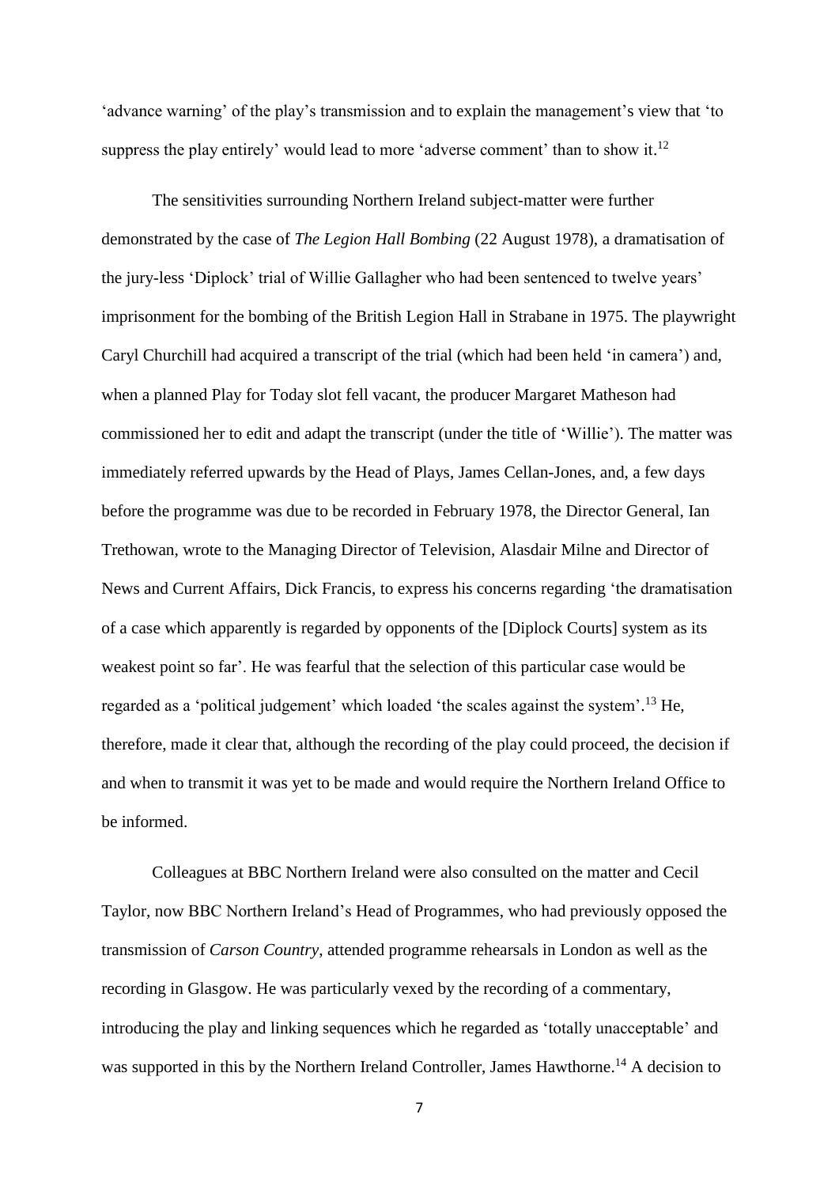'advance warning' of the play's transmission and to explain the management's view that 'to suppress the play entirely' would lead to more 'adverse comment' than to show it.[12]

The sensitivities surrounding Northern Ireland subject-matter were further demonstrated by the case of *The Legion Hall Bombing* (22 August 1978), a dramatisation of the jury-less 'Diplock' trial of Willie Gallagher who had been sentenced to twelve years' imprisonment for the bombing of the British Legion Hall in Strabane in 1975. The playwright Caryl Churchill had acquired a transcript of the trial (which had been held 'in camera') and, when a planned Play for Today slot fell vacant, the producer Margaret Matheson had commissioned her to edit and adapt the transcript (under the title of 'Willie'). The matter was immediately referred upwards by the Head of Plays, James Cellan-Jones, and, a few days before the programme was due to be recorded in February 1978, the Director General, Ian Trethowan, wrote to the Managing Director of Television, Alasdair Milne and Director of News and Current Affairs, Dick Francis, to express his concerns regarding 'the dramatisation of a case which apparently is regarded by opponents of the [Diplock Courts] system as its weakest point so far'. He was fearful that the selection of this particular case would be regarded as a 'political judgement' which loaded 'the scales against the system'.[13] He, therefore, made it clear that, although the recording of the play could proceed, the decision if and when to transmit it was yet to be made and would require the Northern Ireland Office to be informed.

Colleagues at BBC Northern Ireland were also consulted on the matter and Cecil Taylor, now BBC Northern Ireland's Head of Programmes, who had previously opposed the transmission of *Carson Country*, attended programme rehearsals in London as well as the recording in Glasgow. He was particularly vexed by the recording of a commentary, introducing the play and linking sequences which he regarded as 'totally unacceptable' and was supported in this by the Northern Ireland Controller, James Hawthorne.[14] A decision to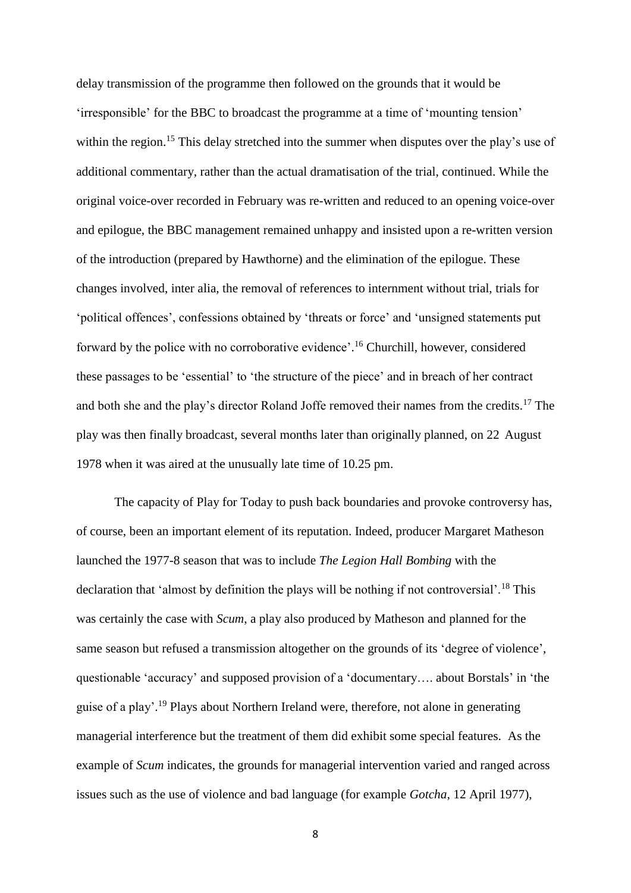delay transmission of the programme then followed on the grounds that it would be 'irresponsible' for the BBC to broadcast the programme at a time of 'mounting tension' within the region.[15] This delay stretched into the summer when disputes over the play's use of additional commentary, rather than the actual dramatisation of the trial, continued. While the original voice-over recorded in February was re-written and reduced to an opening voice-over and epilogue, the BBC management remained unhappy and insisted upon a re-written version of the introduction (prepared by Hawthorne) and the elimination of the epilogue. These changes involved, inter alia, the removal of references to internment without trial, trials for 'political offences', confessions obtained by 'threats or force' and 'unsigned statements put forward by the police with no corroborative evidence'.[16] Churchill, however, considered these passages to be 'essential' to 'the structure of the piece' and in breach of her contract and both she and the play's director Roland Joffe removed their names from the credits.[17] The play was then finally broadcast, several months later than originally planned, on 22 August 1978 when it was aired at the unusually late time of 10.25 pm.

The capacity of Play for Today to push back boundaries and provoke controversy has, of course, been an important element of its reputation. Indeed, producer Margaret Matheson launched the 1977-8 season that was to include *The Legion Hall Bombing* with the declaration that 'almost by definition the plays will be nothing if not controversial'.[18] This was certainly the case with *Scum*, a play also produced by Matheson and planned for the same season but refused a transmission altogether on the grounds of its 'degree of violence', questionable 'accuracy' and supposed provision of a 'documentary…. about Borstals' in 'the guise of a play'.[19] Plays about Northern Ireland were, therefore, not alone in generating managerial interference but the treatment of them did exhibit some special features. As the example of *Scum* indicates, the grounds for managerial intervention varied and ranged across issues such as the use of violence and bad language (for example *Gotcha*, 12 April 1977),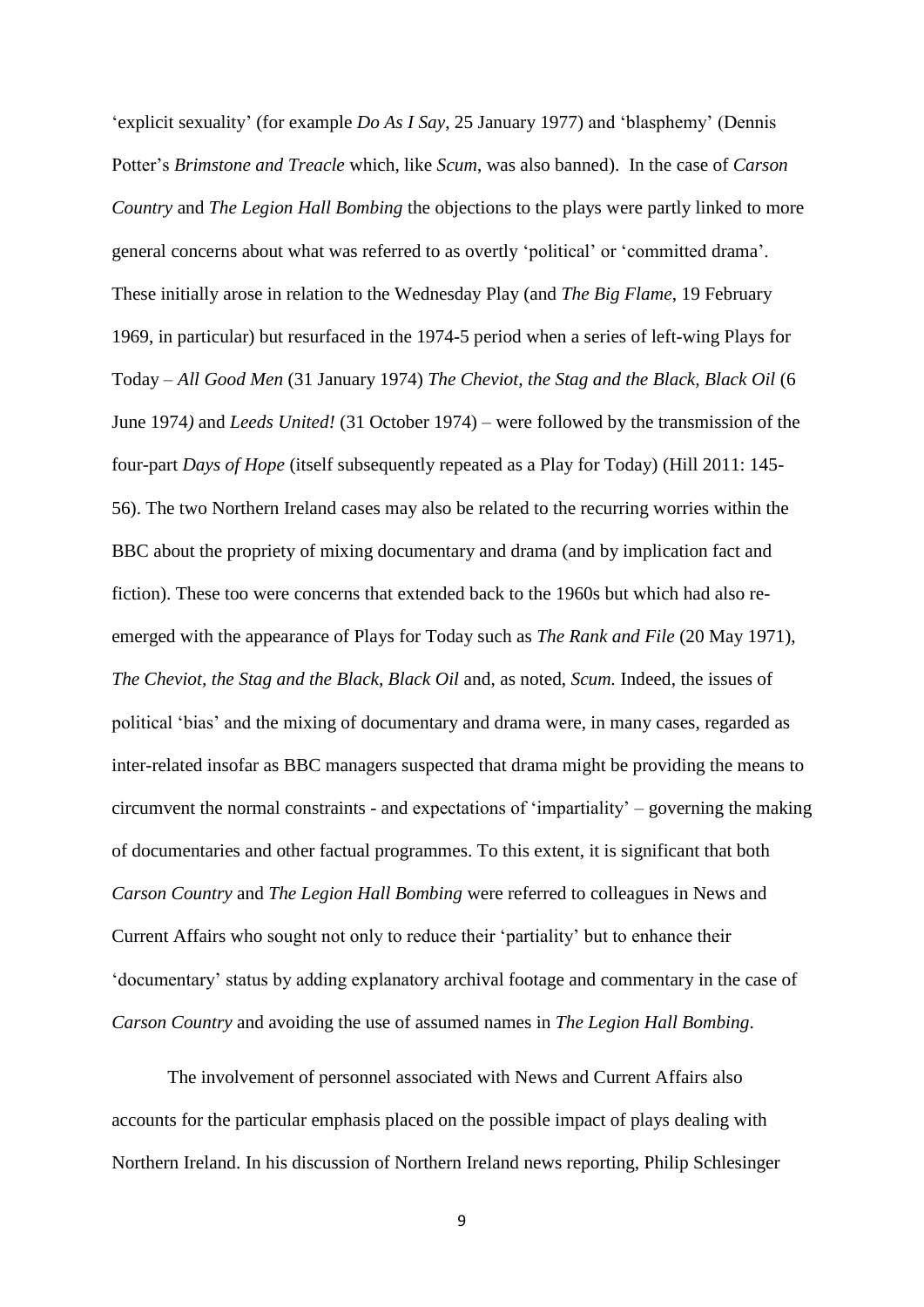'explicit sexuality' (for example *Do As I Say*, 25 January 1977) and 'blasphemy' (Dennis Potter's *Brimstone and Treacle* which, like *Scum*, was also banned). In the case of *Carson Country* and *The Legion Hall Bombing* the objections to the plays were partly linked to more general concerns about what was referred to as overtly 'political' or 'committed drama'. These initially arose in relation to the Wednesday Play (and *The Big Flame*, 19 February 1969, in particular) but resurfaced in the 1974-5 period when a series of left-wing Plays for Today – *All Good Men* (31 January 1974) *The Cheviot, the Stag and the Black, Black Oil* (6 June 1974) and *Leeds United!* (31 October 1974) – were followed by the transmission of the four-part *Days of Hope* (itself subsequently repeated as a Play for Today) (Hill 2011: 145-56). The two Northern Ireland cases may also be related to the recurring worries within the BBC about the propriety of mixing documentary and drama (and by implication fact and fiction). These too were concerns that extended back to the 1960s but which had also re-emerged with the appearance of Plays for Today such as *The Rank and File* (20 May 1971), *The Cheviot, the Stag and the Black, Black Oil* and, as noted, *Scum.* Indeed, the issues of political 'bias' and the mixing of documentary and drama were, in many cases, regarded as inter-related insofar as BBC managers suspected that drama might be providing the means to circumvent the normal constraints - and expectations of 'impartiality' – governing the making of documentaries and other factual programmes. To this extent, it is significant that both *Carson Country* and *The Legion Hall Bombing* were referred to colleagues in News and Current Affairs who sought not only to reduce their 'partiality' but to enhance their 'documentary' status by adding explanatory archival footage and commentary in the case of *Carson Country* and avoiding the use of assumed names in *The Legion Hall Bombing*.

The involvement of personnel associated with News and Current Affairs also accounts for the particular emphasis placed on the possible impact of plays dealing with Northern Ireland. In his discussion of Northern Ireland news reporting, Philip Schlesinger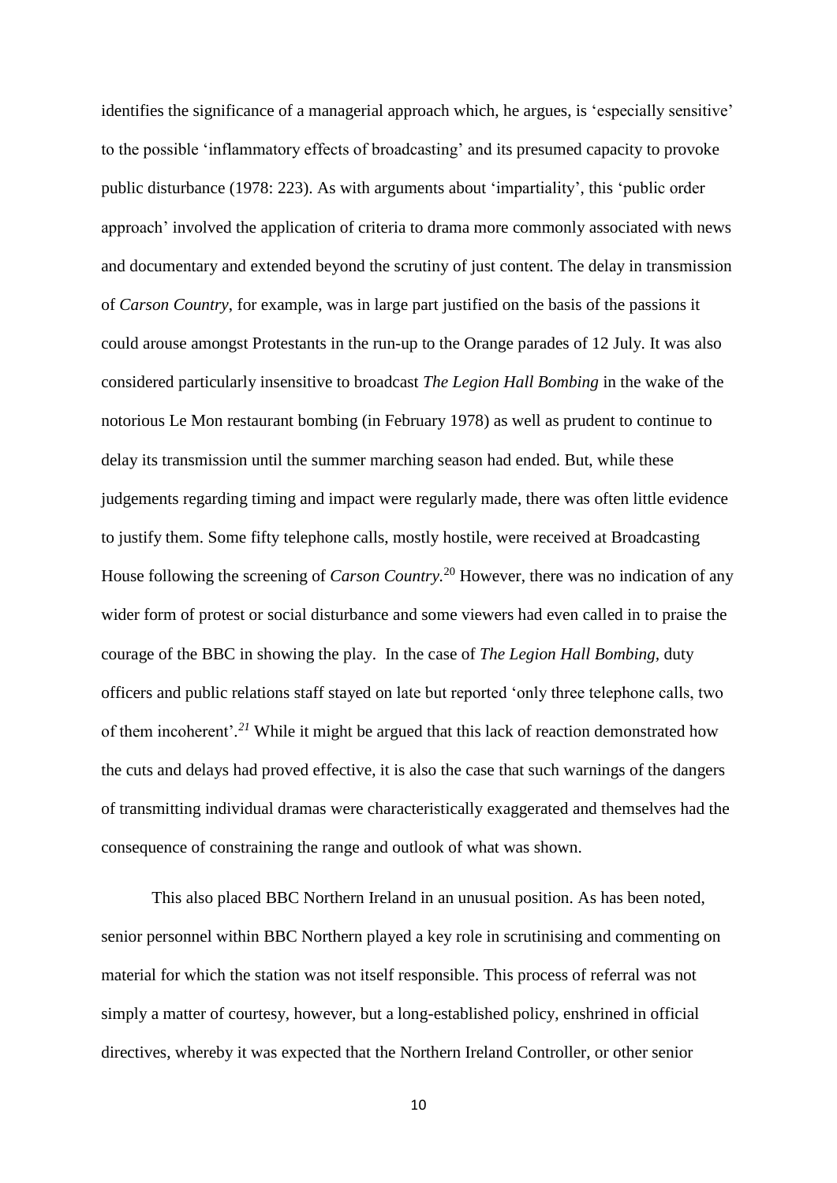identifies the significance of a managerial approach which, he argues, is 'especially sensitive' to the possible 'inflammatory effects of broadcasting' and its presumed capacity to provoke public disturbance (1978: 223). As with arguments about 'impartiality', this 'public order approach' involved the application of criteria to drama more commonly associated with news and documentary and extended beyond the scrutiny of just content. The delay in transmission of *Carson Country*, for example, was in large part justified on the basis of the passions it could arouse amongst Protestants in the run-up to the Orange parades of 12 July. It was also considered particularly insensitive to broadcast *The Legion Hall Bombing* in the wake of the notorious Le Mon restaurant bombing (in February 1978) as well as prudent to continue to delay its transmission until the summer marching season had ended. But, while these judgements regarding timing and impact were regularly made, there was often little evidence to justify them. Some fifty telephone calls, mostly hostile, were received at Broadcasting House following the screening of *Carson Country.*[20] However, there was no indication of any wider form of protest or social disturbance and some viewers had even called in to praise the courage of the BBC in showing the play. In the case of *The Legion Hall Bombing,* duty officers and public relations staff stayed on late but reported 'only three telephone calls, two of them incoherent'.[21] While it might be argued that this lack of reaction demonstrated how the cuts and delays had proved effective, it is also the case that such warnings of the dangers of transmitting individual dramas were characteristically exaggerated and themselves had the consequence of constraining the range and outlook of what was shown.

This also placed BBC Northern Ireland in an unusual position. As has been noted, senior personnel within BBC Northern played a key role in scrutinising and commenting on material for which the station was not itself responsible. This process of referral was not simply a matter of courtesy, however, but a long-established policy, enshrined in official directives, whereby it was expected that the Northern Ireland Controller, or other senior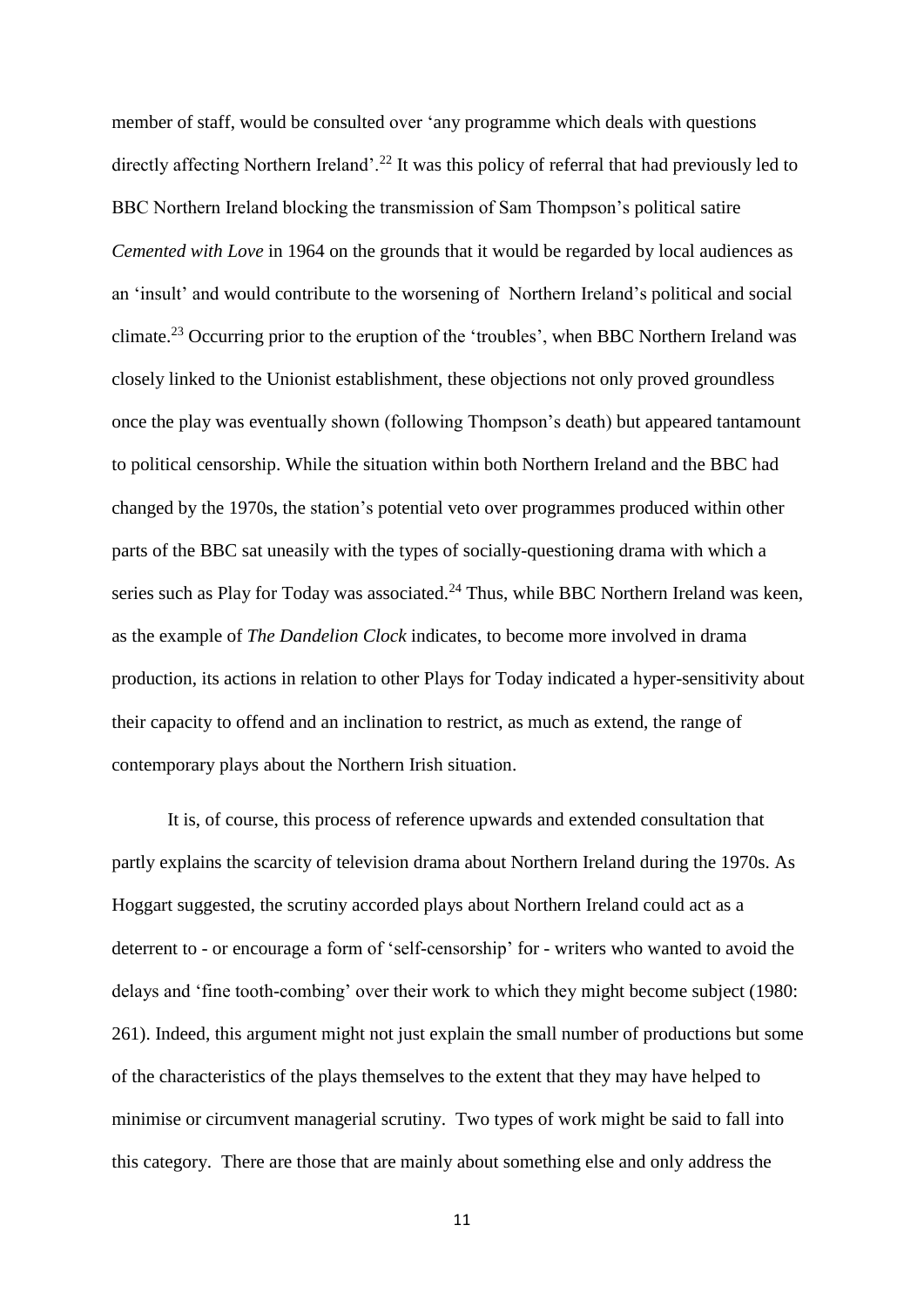member of staff, would be consulted over 'any programme which deals with questions directly affecting Northern Ireland'.[22] It was this policy of referral that had previously led to BBC Northern Ireland blocking the transmission of Sam Thompson's political satire *Cemented with Love* in 1964 on the grounds that it would be regarded by local audiences as an 'insult' and would contribute to the worsening of Northern Ireland's political and social climate.[23] Occurring prior to the eruption of the 'troubles', when BBC Northern Ireland was closely linked to the Unionist establishment, these objections not only proved groundless once the play was eventually shown (following Thompson's death) but appeared tantamount to political censorship. While the situation within both Northern Ireland and the BBC had changed by the 1970s, the station's potential veto over programmes produced within other parts of the BBC sat uneasily with the types of socially-questioning drama with which a series such as Play for Today was associated.[24] Thus, while BBC Northern Ireland was keen, as the example of *The Dandelion Clock* indicates, to become more involved in drama production, its actions in relation to other Plays for Today indicated a hyper-sensitivity about their capacity to offend and an inclination to restrict, as much as extend, the range of contemporary plays about the Northern Irish situation.

It is, of course, this process of reference upwards and extended consultation that partly explains the scarcity of television drama about Northern Ireland during the 1970s. As Hoggart suggested, the scrutiny accorded plays about Northern Ireland could act as a deterrent to - or encourage a form of 'self-censorship' for - writers who wanted to avoid the delays and 'fine tooth-combing' over their work to which they might become subject (1980: 261). Indeed, this argument might not just explain the small number of productions but some of the characteristics of the plays themselves to the extent that they may have helped to minimise or circumvent managerial scrutiny. Two types of work might be said to fall into this category. There are those that are mainly about something else and only address the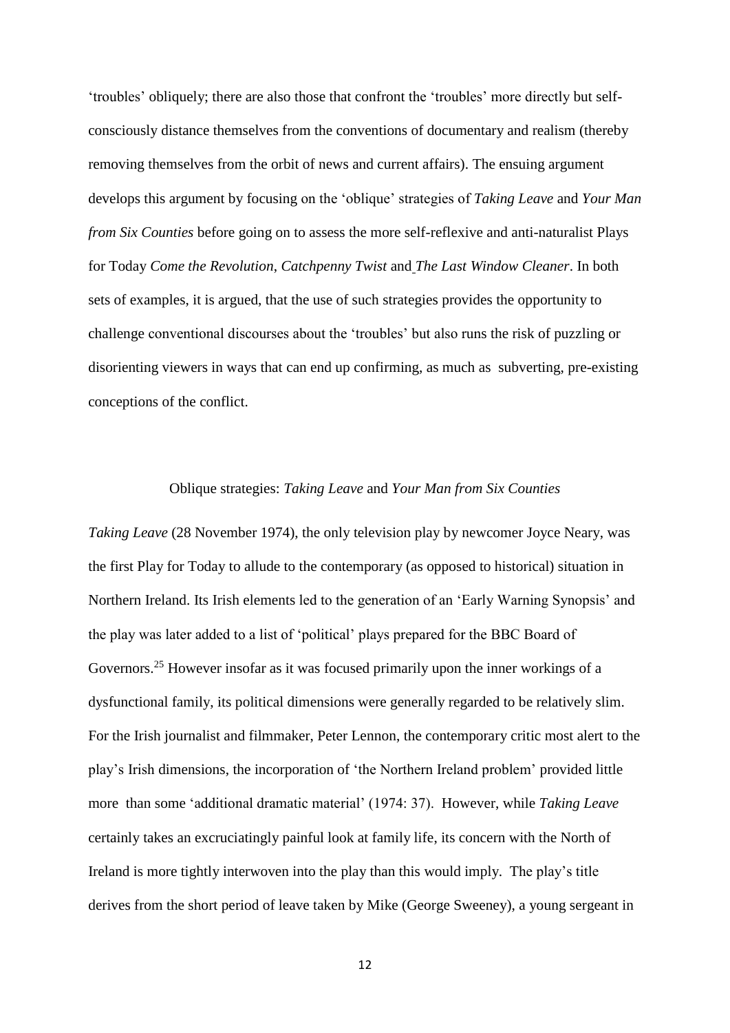'troubles' obliquely; there are also those that confront the 'troubles' more directly but self-consciously distance themselves from the conventions of documentary and realism (thereby removing themselves from the orbit of news and current affairs). The ensuing argument develops this argument by focusing on the 'oblique' strategies of *Taking Leave* and *Your Man from Six Counties* before going on to assess the more self-reflexive and anti-naturalist Plays for Today *Come the Revolution*, *Catchpenny Twist* and *The Last Window Cleaner*. In both sets of examples, it is argued, that the use of such strategies provides the opportunity to challenge conventional discourses about the 'troubles' but also runs the risk of puzzling or disorienting viewers in ways that can end up confirming, as much as subverting, pre-existing conceptions of the conflict.

## Oblique strategies: *Taking Leave* and *Your Man from Six Counties*

*Taking Leave* (28 November 1974), the only television play by newcomer Joyce Neary, was the first Play for Today to allude to the contemporary (as opposed to historical) situation in Northern Ireland. Its Irish elements led to the generation of an 'Early Warning Synopsis' and the play was later added to a list of 'political' plays prepared for the BBC Board of Governors.[25] However insofar as it was focused primarily upon the inner workings of a dysfunctional family, its political dimensions were generally regarded to be relatively slim. For the Irish journalist and filmmaker, Peter Lennon, the contemporary critic most alert to the play's Irish dimensions, the incorporation of 'the Northern Ireland problem' provided little more than some 'additional dramatic material' (1974: 37). However, while *Taking Leave* certainly takes an excruciatingly painful look at family life, its concern with the North of Ireland is more tightly interwoven into the play than this would imply. The play's title derives from the short period of leave taken by Mike (George Sweeney), a young sergeant in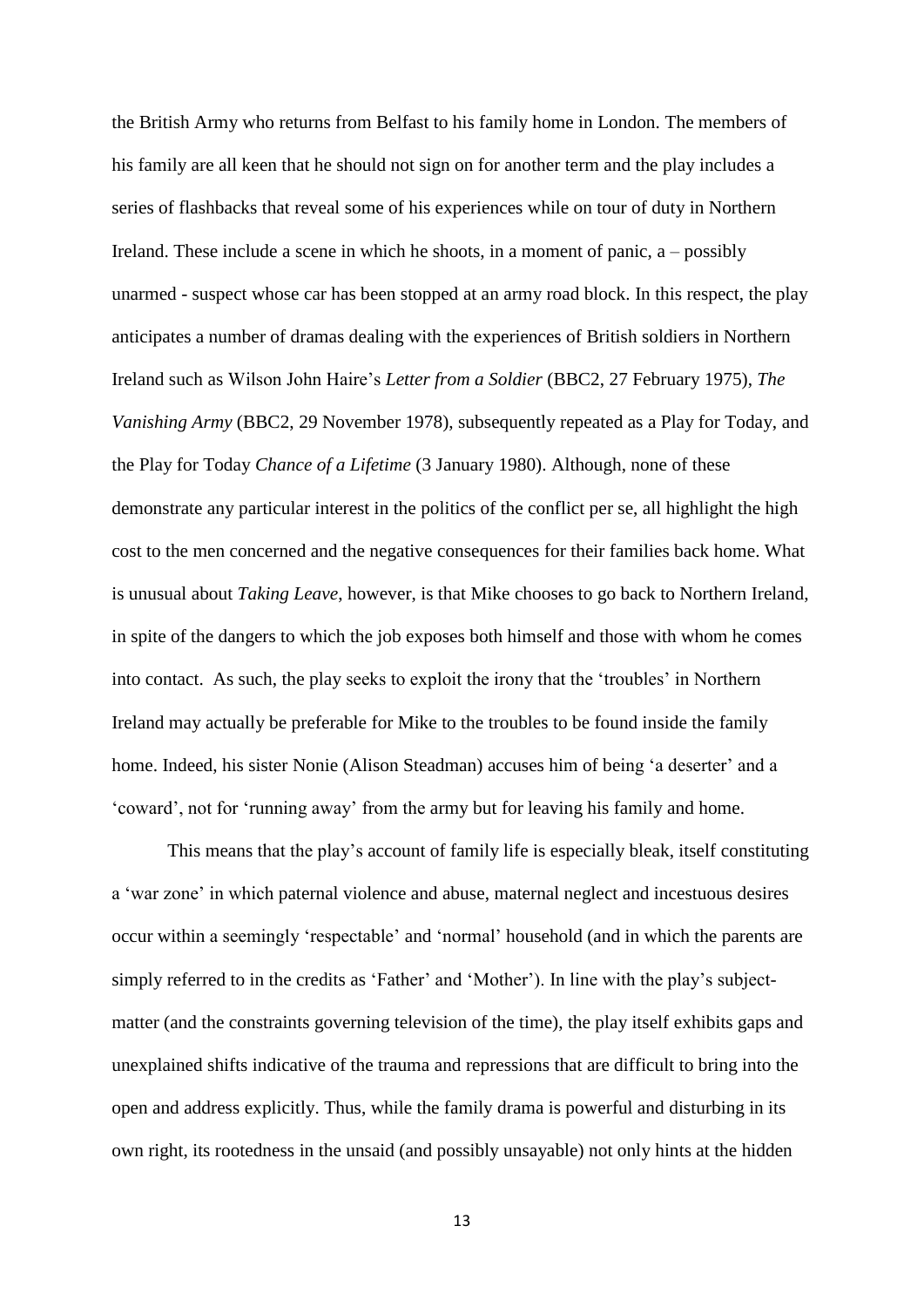the British Army who returns from Belfast to his family home in London. The members of his family are all keen that he should not sign on for another term and the play includes a series of flashbacks that reveal some of his experiences while on tour of duty in Northern Ireland. These include a scene in which he shoots, in a moment of panic, a – possibly unarmed - suspect whose car has been stopped at an army road block. In this respect, the play anticipates a number of dramas dealing with the experiences of British soldiers in Northern Ireland such as Wilson John Haire's *Letter from a Soldier* (BBC2, 27 February 1975), *The Vanishing Army* (BBC2, 29 November 1978), subsequently repeated as a Play for Today, and the Play for Today *Chance of a Lifetime* (3 January 1980). Although, none of these demonstrate any particular interest in the politics of the conflict per se, all highlight the high cost to the men concerned and the negative consequences for their families back home. What is unusual about *Taking Leave*, however, is that Mike chooses to go back to Northern Ireland, in spite of the dangers to which the job exposes both himself and those with whom he comes into contact. As such, the play seeks to exploit the irony that the 'troubles' in Northern Ireland may actually be preferable for Mike to the troubles to be found inside the family home. Indeed, his sister Nonie (Alison Steadman) accuses him of being 'a deserter' and a 'coward', not for 'running away' from the army but for leaving his family and home.

This means that the play's account of family life is especially bleak, itself constituting a 'war zone' in which paternal violence and abuse, maternal neglect and incestuous desires occur within a seemingly 'respectable' and 'normal' household (and in which the parents are simply referred to in the credits as 'Father' and 'Mother'). In line with the play's subject-matter (and the constraints governing television of the time), the play itself exhibits gaps and unexplained shifts indicative of the trauma and repressions that are difficult to bring into the open and address explicitly. Thus, while the family drama is powerful and disturbing in its own right, its rootedness in the unsaid (and possibly unsayable) not only hints at the hidden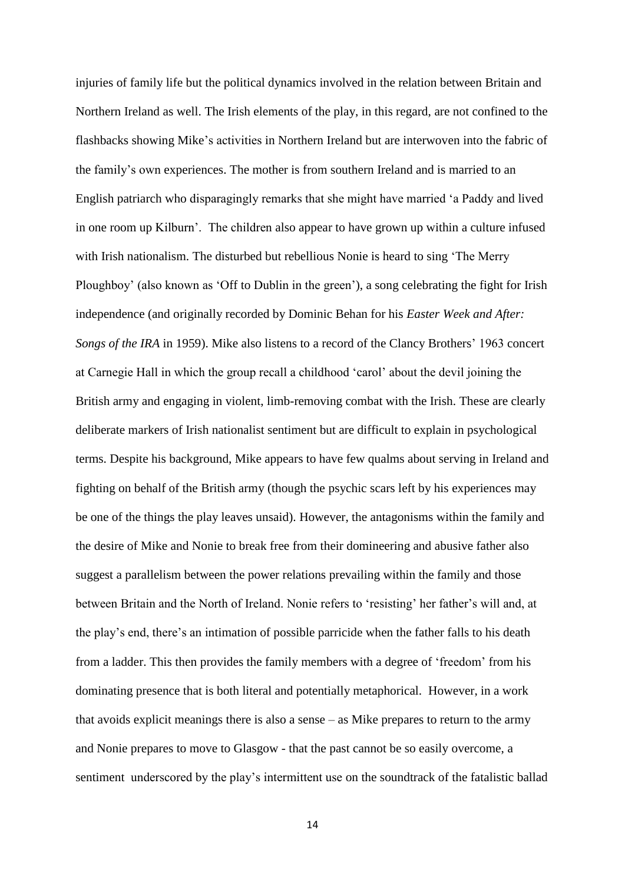injuries of family life but the political dynamics involved in the relation between Britain and Northern Ireland as well. The Irish elements of the play, in this regard, are not confined to the flashbacks showing Mike's activities in Northern Ireland but are interwoven into the fabric of the family's own experiences. The mother is from southern Ireland and is married to an English patriarch who disparagingly remarks that she might have married 'a Paddy and lived in one room up Kilburn'. The children also appear to have grown up within a culture infused with Irish nationalism. The disturbed but rebellious Nonie is heard to sing 'The Merry Ploughboy' (also known as 'Off to Dublin in the green'), a song celebrating the fight for Irish independence (and originally recorded by Dominic Behan for his *Easter Week and After: Songs of the IRA* in 1959). Mike also listens to a record of the Clancy Brothers' 1963 concert at Carnegie Hall in which the group recall a childhood 'carol' about the devil joining the British army and engaging in violent, limb-removing combat with the Irish. These are clearly deliberate markers of Irish nationalist sentiment but are difficult to explain in psychological terms. Despite his background, Mike appears to have few qualms about serving in Ireland and fighting on behalf of the British army (though the psychic scars left by his experiences may be one of the things the play leaves unsaid). However, the antagonisms within the family and the desire of Mike and Nonie to break free from their domineering and abusive father also suggest a parallelism between the power relations prevailing within the family and those between Britain and the North of Ireland. Nonie refers to 'resisting' her father's will and, at the play's end, there's an intimation of possible parricide when the father falls to his death from a ladder. This then provides the family members with a degree of 'freedom' from his dominating presence that is both literal and potentially metaphorical. However, in a work that avoids explicit meanings there is also a sense – as Mike prepares to return to the army and Nonie prepares to move to Glasgow - that the past cannot be so easily overcome, a sentiment underscored by the play's intermittent use on the soundtrack of the fatalistic ballad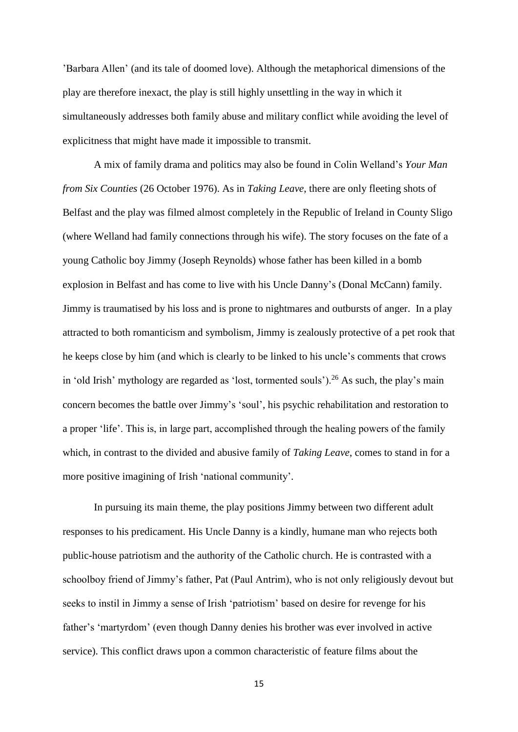'Barbara Allen' (and its tale of doomed love). Although the metaphorical dimensions of the play are therefore inexact, the play is still highly unsettling in the way in which it simultaneously addresses both family abuse and military conflict while avoiding the level of explicitness that might have made it impossible to transmit.

A mix of family drama and politics may also be found in Colin Welland's *Your Man from Six Counties* (26 October 1976). As in *Taking Leave*, there are only fleeting shots of Belfast and the play was filmed almost completely in the Republic of Ireland in County Sligo (where Welland had family connections through his wife). The story focuses on the fate of a young Catholic boy Jimmy (Joseph Reynolds) whose father has been killed in a bomb explosion in Belfast and has come to live with his Uncle Danny's (Donal McCann) family. Jimmy is traumatised by his loss and is prone to nightmares and outbursts of anger. In a play attracted to both romanticism and symbolism, Jimmy is zealously protective of a pet rook that he keeps close by him (and which is clearly to be linked to his uncle's comments that crows in 'old Irish' mythology are regarded as 'lost, tormented souls').[26] As such, the play's main concern becomes the battle over Jimmy's 'soul', his psychic rehabilitation and restoration to a proper 'life'. This is, in large part, accomplished through the healing powers of the family which, in contrast to the divided and abusive family of *Taking Leave*, comes to stand in for a more positive imagining of Irish 'national community'.

In pursuing its main theme, the play positions Jimmy between two different adult responses to his predicament. His Uncle Danny is a kindly, humane man who rejects both public-house patriotism and the authority of the Catholic church. He is contrasted with a schoolboy friend of Jimmy's father, Pat (Paul Antrim), who is not only religiously devout but seeks to instil in Jimmy a sense of Irish 'patriotism' based on desire for revenge for his father's 'martyrdom' (even though Danny denies his brother was ever involved in active service). This conflict draws upon a common characteristic of feature films about the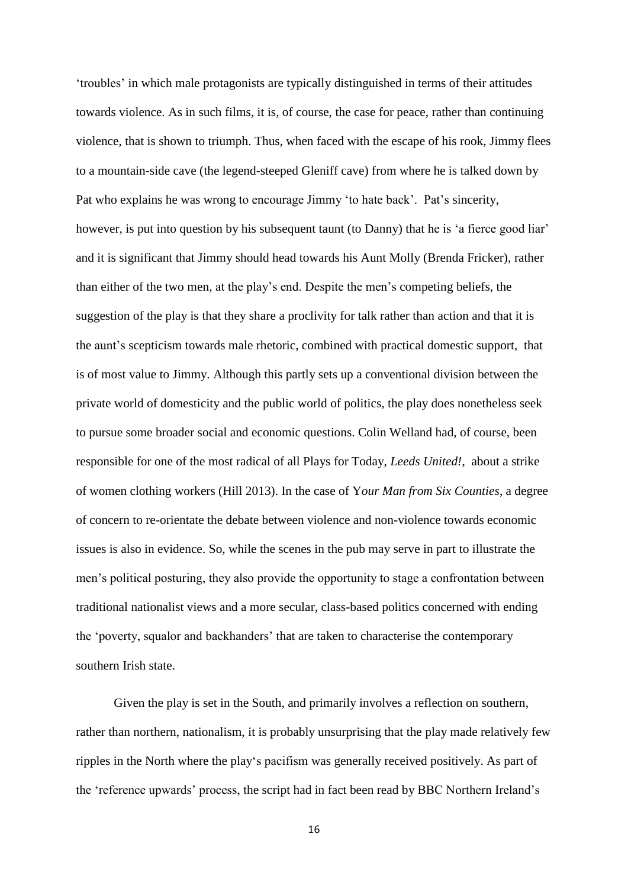'troubles' in which male protagonists are typically distinguished in terms of their attitudes towards violence. As in such films, it is, of course, the case for peace, rather than continuing violence, that is shown to triumph. Thus, when faced with the escape of his rook, Jimmy flees to a mountain-side cave (the legend-steeped Gleniff cave) from where he is talked down by Pat who explains he was wrong to encourage Jimmy 'to hate back'. Pat's sincerity, however, is put into question by his subsequent taunt (to Danny) that he is 'a fierce good liar' and it is significant that Jimmy should head towards his Aunt Molly (Brenda Fricker), rather than either of the two men, at the play's end. Despite the men's competing beliefs, the suggestion of the play is that they share a proclivity for talk rather than action and that it is the aunt's scepticism towards male rhetoric, combined with practical domestic support, that is of most value to Jimmy. Although this partly sets up a conventional division between the private world of domesticity and the public world of politics, the play does nonetheless seek to pursue some broader social and economic questions. Colin Welland had, of course, been responsible for one of the most radical of all Plays for Today, *Leeds United!*, about a strike of women clothing workers (Hill 2013). In the case of Y*our Man from Six Counties*, a degree of concern to re-orientate the debate between violence and non-violence towards economic issues is also in evidence. So, while the scenes in the pub may serve in part to illustrate the men's political posturing, they also provide the opportunity to stage a confrontation between traditional nationalist views and a more secular, class-based politics concerned with ending the 'poverty, squalor and backhanders' that are taken to characterise the contemporary southern Irish state.

Given the play is set in the South, and primarily involves a reflection on southern, rather than northern, nationalism, it is probably unsurprising that the play made relatively few ripples in the North where the play's pacifism was generally received positively. As part of the 'reference upwards' process, the script had in fact been read by BBC Northern Ireland's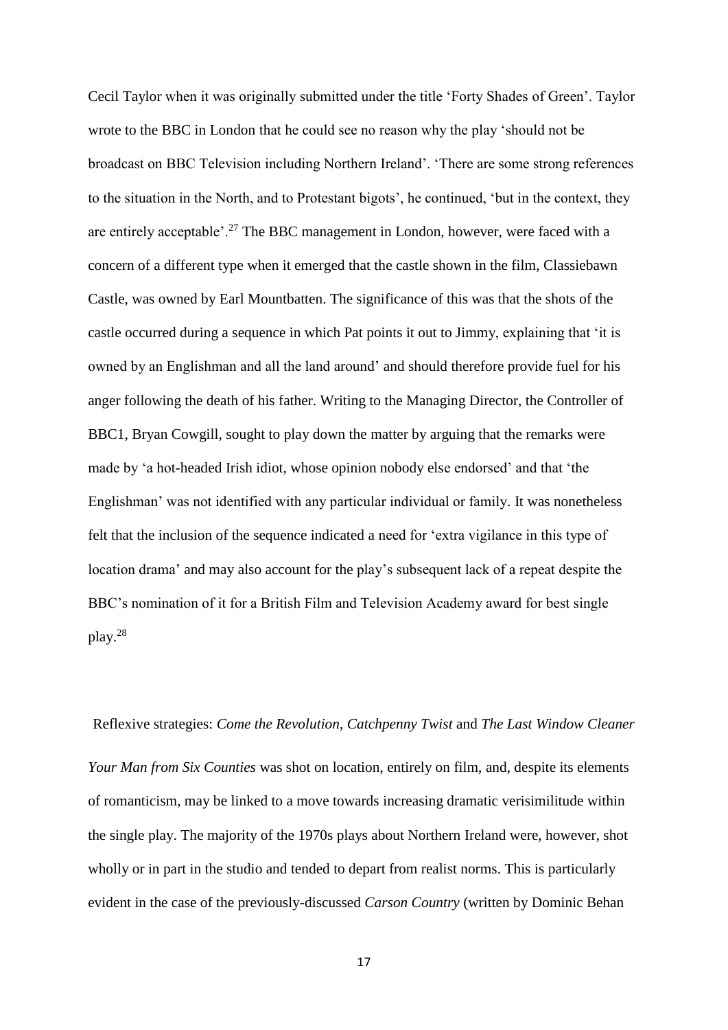Cecil Taylor when it was originally submitted under the title 'Forty Shades of Green'. Taylor wrote to the BBC in London that he could see no reason why the play 'should not be broadcast on BBC Television including Northern Ireland'. 'There are some strong references to the situation in the North, and to Protestant bigots', he continued, 'but in the context, they are entirely acceptable'.[27] The BBC management in London, however, were faced with a concern of a different type when it emerged that the castle shown in the film, Classiebawn Castle, was owned by Earl Mountbatten. The significance of this was that the shots of the castle occurred during a sequence in which Pat points it out to Jimmy, explaining that 'it is owned by an Englishman and all the land around' and should therefore provide fuel for his anger following the death of his father. Writing to the Managing Director, the Controller of BBC1, Bryan Cowgill, sought to play down the matter by arguing that the remarks were made by 'a hot-headed Irish idiot, whose opinion nobody else endorsed' and that 'the Englishman' was not identified with any particular individual or family. It was nonetheless felt that the inclusion of the sequence indicated a need for 'extra vigilance in this type of location drama' and may also account for the play's subsequent lack of a repeat despite the BBC's nomination of it for a British Film and Television Academy award for best single play.[28]

## Reflexive strategies: *Come the Revolution*, *Catchpenny Twist* and *The Last Window Cleaner*

*Your Man from Six Counties* was shot on location, entirely on film, and, despite its elements of romanticism, may be linked to a move towards increasing dramatic verisimilitude within the single play. The majority of the 1970s plays about Northern Ireland were, however, shot wholly or in part in the studio and tended to depart from realist norms. This is particularly evident in the case of the previously-discussed *Carson Country* (written by Dominic Behan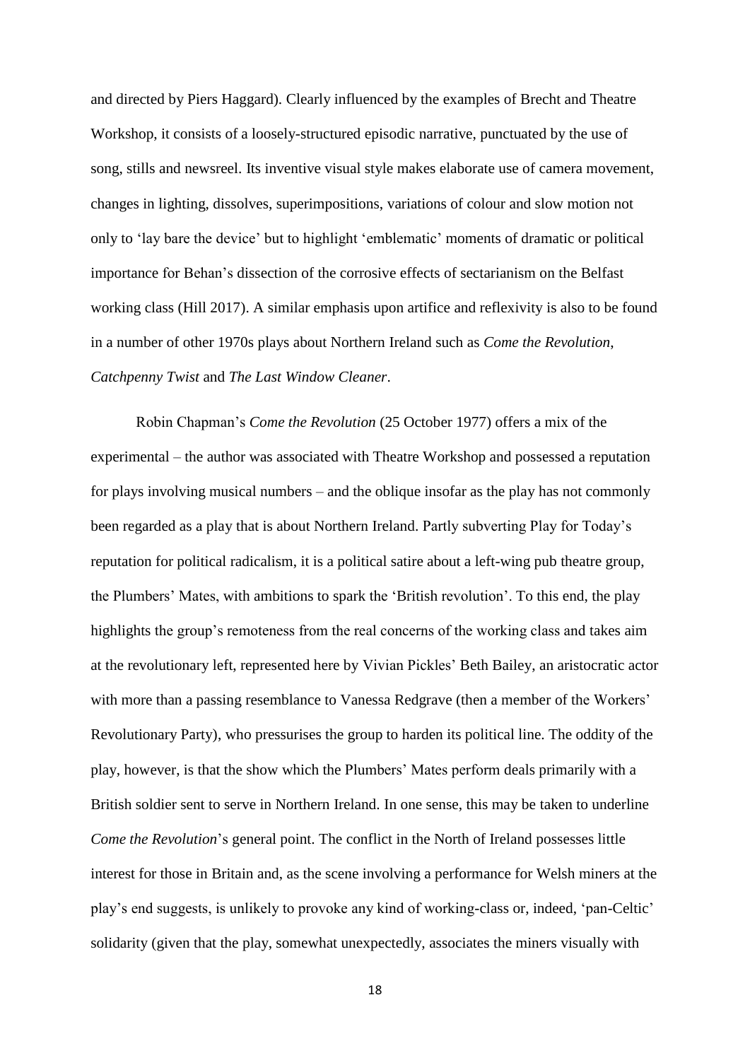and directed by Piers Haggard). Clearly influenced by the examples of Brecht and Theatre Workshop, it consists of a loosely-structured episodic narrative, punctuated by the use of song, stills and newsreel. Its inventive visual style makes elaborate use of camera movement, changes in lighting, dissolves, superimpositions, variations of colour and slow motion not only to 'lay bare the device' but to highlight 'emblematic' moments of dramatic or political importance for Behan's dissection of the corrosive effects of sectarianism on the Belfast working class (Hill 2017). A similar emphasis upon artifice and reflexivity is also to be found in a number of other 1970s plays about Northern Ireland such as *Come the Revolution*, *Catchpenny Twist* and *The Last Window Cleaner*.

Robin Chapman's *Come the Revolution* (25 October 1977) offers a mix of the experimental – the author was associated with Theatre Workshop and possessed a reputation for plays involving musical numbers – and the oblique insofar as the play has not commonly been regarded as a play that is about Northern Ireland. Partly subverting Play for Today's reputation for political radicalism, it is a political satire about a left-wing pub theatre group, the Plumbers' Mates, with ambitions to spark the 'British revolution'. To this end, the play highlights the group's remoteness from the real concerns of the working class and takes aim at the revolutionary left, represented here by Vivian Pickles' Beth Bailey, an aristocratic actor with more than a passing resemblance to Vanessa Redgrave (then a member of the Workers' Revolutionary Party), who pressurises the group to harden its political line. The oddity of the play, however, is that the show which the Plumbers' Mates perform deals primarily with a British soldier sent to serve in Northern Ireland. In one sense, this may be taken to underline *Come the Revolution*'s general point. The conflict in the North of Ireland possesses little interest for those in Britain and, as the scene involving a performance for Welsh miners at the play's end suggests, is unlikely to provoke any kind of working-class or, indeed, 'pan-Celtic' solidarity (given that the play, somewhat unexpectedly, associates the miners visually with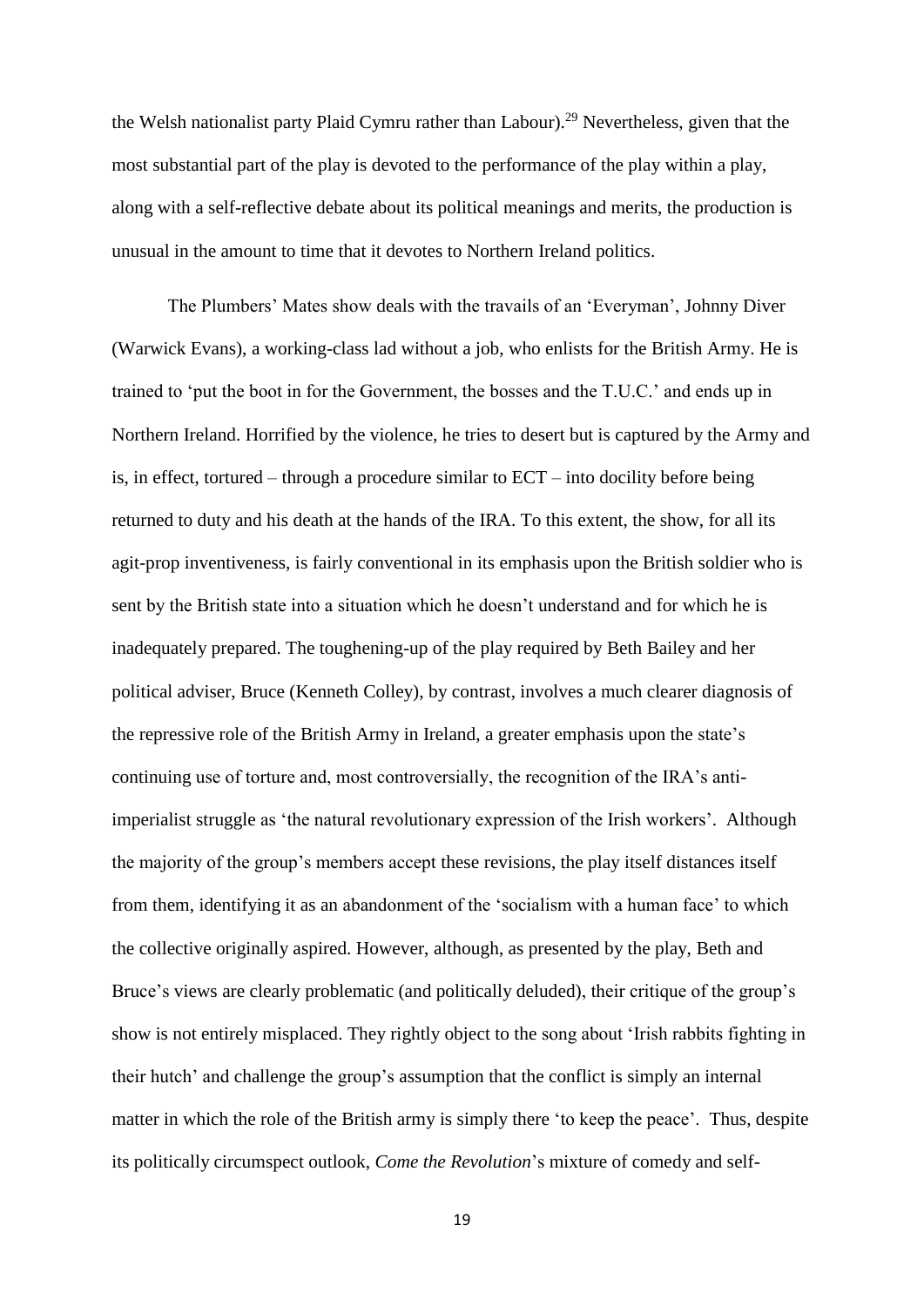the Welsh nationalist party Plaid Cymru rather than Labour).[29] Nevertheless, given that the most substantial part of the play is devoted to the performance of the play within a play, along with a self-reflective debate about its political meanings and merits, the production is unusual in the amount to time that it devotes to Northern Ireland politics.

The Plumbers' Mates show deals with the travails of an 'Everyman', Johnny Diver (Warwick Evans), a working-class lad without a job, who enlists for the British Army. He is trained to 'put the boot in for the Government, the bosses and the T.U.C.' and ends up in Northern Ireland. Horrified by the violence, he tries to desert but is captured by the Army and is, in effect, tortured – through a procedure similar to ECT – into docility before being returned to duty and his death at the hands of the IRA. To this extent, the show, for all its agit-prop inventiveness, is fairly conventional in its emphasis upon the British soldier who is sent by the British state into a situation which he doesn't understand and for which he is inadequately prepared. The toughening-up of the play required by Beth Bailey and her political adviser, Bruce (Kenneth Colley), by contrast, involves a much clearer diagnosis of the repressive role of the British Army in Ireland, a greater emphasis upon the state's continuing use of torture and, most controversially, the recognition of the IRA's anti-imperialist struggle as 'the natural revolutionary expression of the Irish workers'. Although the majority of the group's members accept these revisions, the play itself distances itself from them, identifying it as an abandonment of the 'socialism with a human face' to which the collective originally aspired. However, although, as presented by the play, Beth and Bruce's views are clearly problematic (and politically deluded), their critique of the group's show is not entirely misplaced. They rightly object to the song about 'Irish rabbits fighting in their hutch' and challenge the group's assumption that the conflict is simply an internal matter in which the role of the British army is simply there 'to keep the peace'. Thus, despite its politically circumspect outlook, *Come the Revolution*'s mixture of comedy and self-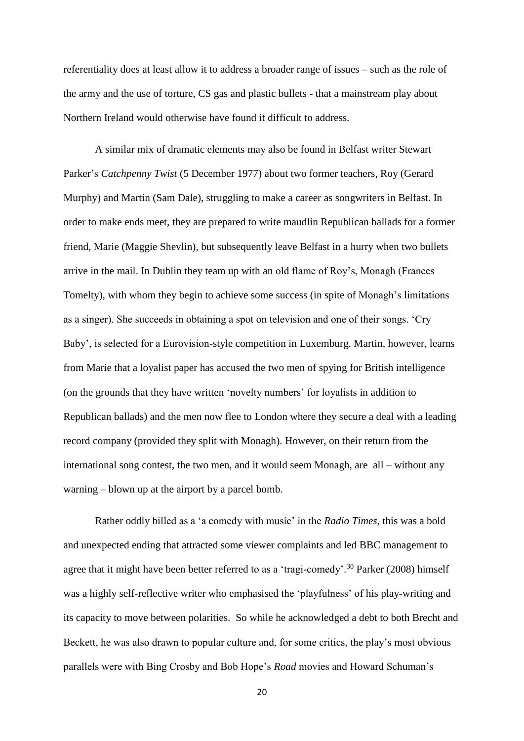referentiality does at least allow it to address a broader range of issues – such as the role of the army and the use of torture, CS gas and plastic bullets - that a mainstream play about Northern Ireland would otherwise have found it difficult to address.

A similar mix of dramatic elements may also be found in Belfast writer Stewart Parker's *Catchpenny Twist* (5 December 1977) about two former teachers, Roy (Gerard Murphy) and Martin (Sam Dale), struggling to make a career as songwriters in Belfast. In order to make ends meet, they are prepared to write maudlin Republican ballads for a former friend, Marie (Maggie Shevlin), but subsequently leave Belfast in a hurry when two bullets arrive in the mail. In Dublin they team up with an old flame of Roy's, Monagh (Frances Tomelty), with whom they begin to achieve some success (in spite of Monagh's limitations as a singer). She succeeds in obtaining a spot on television and one of their songs. 'Cry Baby', is selected for a Eurovision-style competition in Luxemburg. Martin, however, learns from Marie that a loyalist paper has accused the two men of spying for British intelligence (on the grounds that they have written 'novelty numbers' for loyalists in addition to Republican ballads) and the men now flee to London where they secure a deal with a leading record company (provided they split with Monagh). However, on their return from the international song contest, the two men, and it would seem Monagh, are all – without any warning – blown up at the airport by a parcel bomb.

Rather oddly billed as a 'a comedy with music' in the *Radio Times*, this was a bold and unexpected ending that attracted some viewer complaints and led BBC management to agree that it might have been better referred to as a 'tragi-comedy'.[30] Parker (2008) himself was a highly self-reflective writer who emphasised the 'playfulness' of his play-writing and its capacity to move between polarities. So while he acknowledged a debt to both Brecht and Beckett, he was also drawn to popular culture and, for some critics, the play's most obvious parallels were with Bing Crosby and Bob Hope's *Road* movies and Howard Schuman's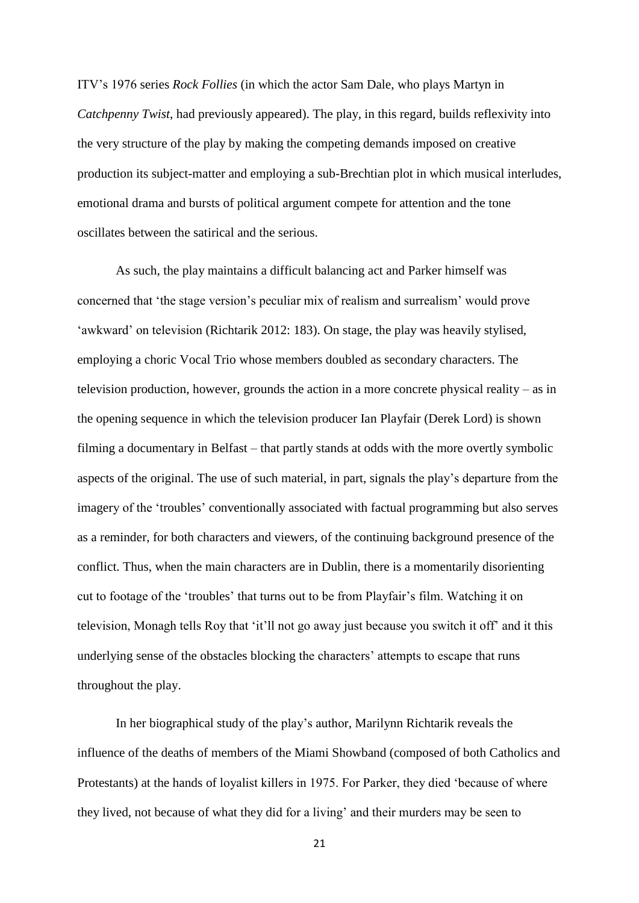ITV's 1976 series *Rock Follies* (in which the actor Sam Dale, who plays Martyn in *Catchpenny Twist*, had previously appeared). The play, in this regard, builds reflexivity into the very structure of the play by making the competing demands imposed on creative production its subject-matter and employing a sub-Brechtian plot in which musical interludes, emotional drama and bursts of political argument compete for attention and the tone oscillates between the satirical and the serious.

As such, the play maintains a difficult balancing act and Parker himself was concerned that 'the stage version's peculiar mix of realism and surrealism' would prove 'awkward' on television (Richtarik 2012: 183). On stage, the play was heavily stylised, employing a choric Vocal Trio whose members doubled as secondary characters. The television production, however, grounds the action in a more concrete physical reality – as in the opening sequence in which the television producer Ian Playfair (Derek Lord) is shown filming a documentary in Belfast – that partly stands at odds with the more overtly symbolic aspects of the original. The use of such material, in part, signals the play's departure from the imagery of the 'troubles' conventionally associated with factual programming but also serves as a reminder, for both characters and viewers, of the continuing background presence of the conflict. Thus, when the main characters are in Dublin, there is a momentarily disorienting cut to footage of the 'troubles' that turns out to be from Playfair's film. Watching it on television, Monagh tells Roy that 'it'll not go away just because you switch it off' and it this underlying sense of the obstacles blocking the characters' attempts to escape that runs throughout the play.

In her biographical study of the play's author, Marilynn Richtarik reveals the influence of the deaths of members of the Miami Showband (composed of both Catholics and Protestants) at the hands of loyalist killers in 1975. For Parker, they died 'because of where they lived, not because of what they did for a living' and their murders may be seen to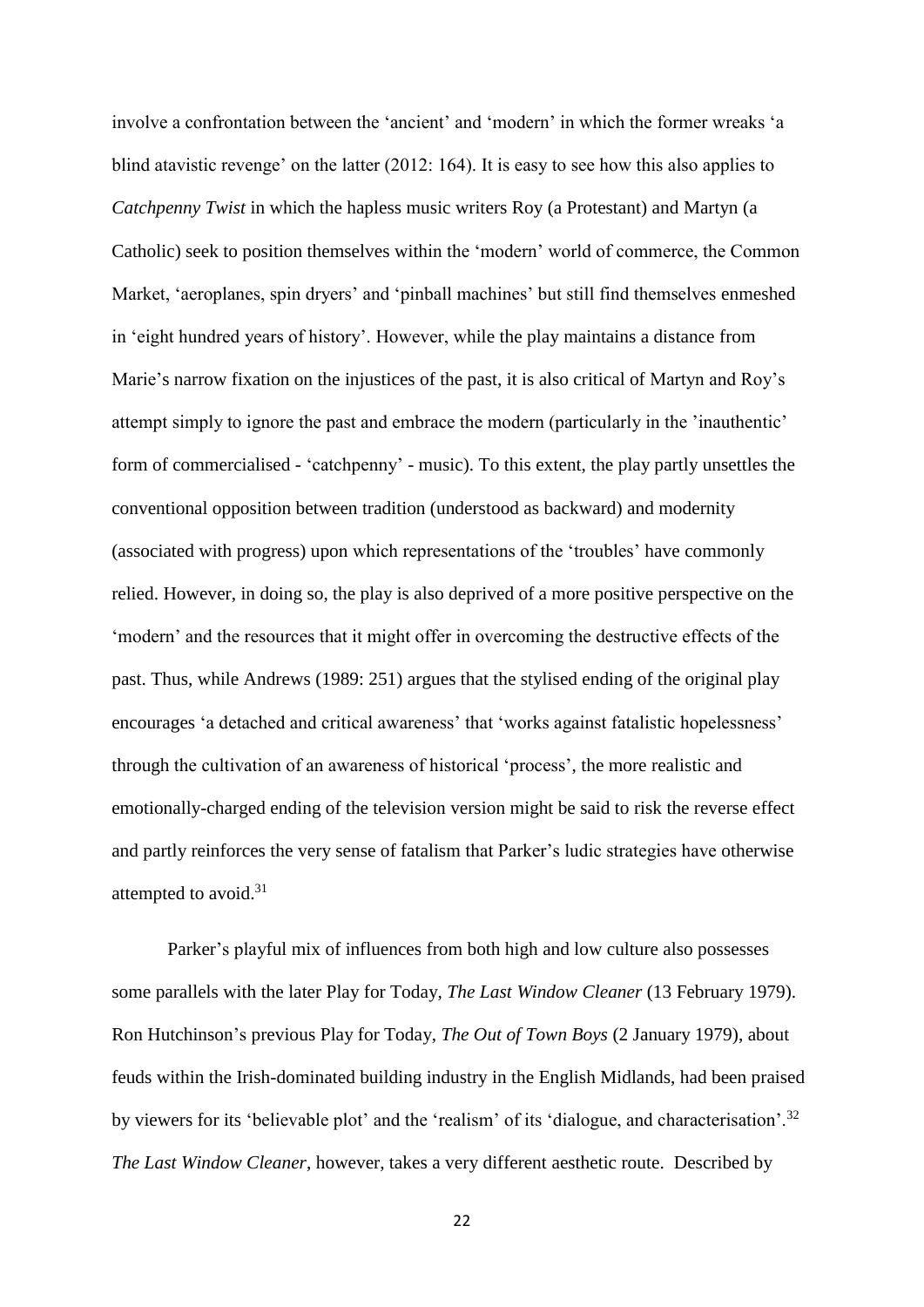involve a confrontation between the 'ancient' and 'modern' in which the former wreaks 'a blind atavistic revenge' on the latter (2012: 164). It is easy to see how this also applies to *Catchpenny Twist* in which the hapless music writers Roy (a Protestant) and Martyn (a Catholic) seek to position themselves within the 'modern' world of commerce, the Common Market, 'aeroplanes, spin dryers' and 'pinball machines' but still find themselves enmeshed in 'eight hundred years of history'. However, while the play maintains a distance from Marie's narrow fixation on the injustices of the past, it is also critical of Martyn and Roy's attempt simply to ignore the past and embrace the modern (particularly in the 'inauthentic' form of commercialised - 'catchpenny' - music). To this extent, the play partly unsettles the conventional opposition between tradition (understood as backward) and modernity (associated with progress) upon which representations of the 'troubles' have commonly relied. However, in doing so, the play is also deprived of a more positive perspective on the 'modern' and the resources that it might offer in overcoming the destructive effects of the past. Thus, while Andrews (1989: 251) argues that the stylised ending of the original play encourages 'a detached and critical awareness' that 'works against fatalistic hopelessness' through the cultivation of an awareness of historical 'process', the more realistic and emotionally-charged ending of the television version might be said to risk the reverse effect and partly reinforces the very sense of fatalism that Parker's ludic strategies have otherwise attempted to avoid.[31]

Parker's playful mix of influences from both high and low culture also possesses some parallels with the later Play for Today, *The Last Window Cleaner* (13 February 1979). Ron Hutchinson's previous Play for Today, *The Out of Town Boys* (2 January 1979), about feuds within the Irish-dominated building industry in the English Midlands, had been praised by viewers for its 'believable plot' and the 'realism' of its 'dialogue, and characterisation'.[32] *The Last Window Cleaner*, however, takes a very different aesthetic route. Described by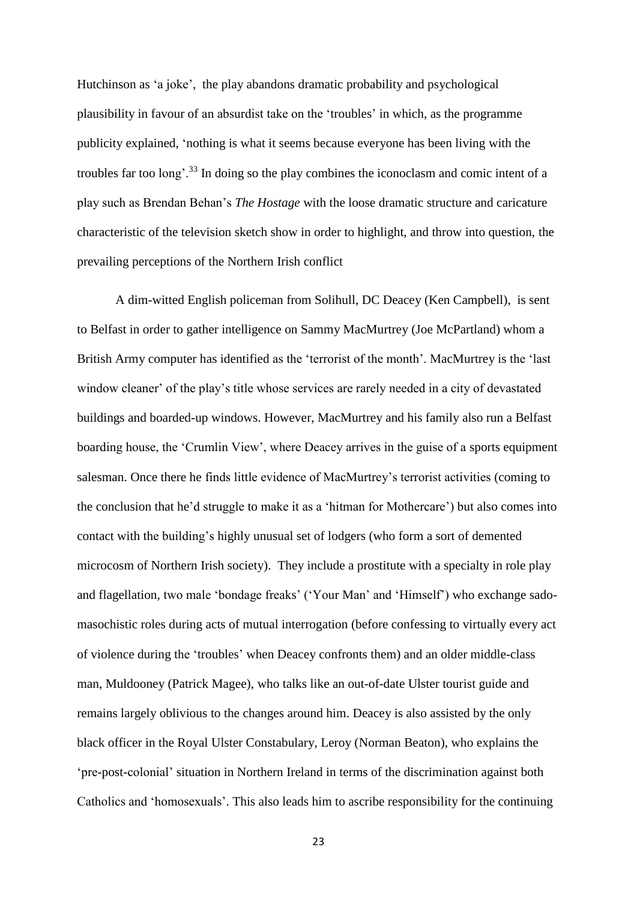Hutchinson as 'a joke', the play abandons dramatic probability and psychological plausibility in favour of an absurdist take on the 'troubles' in which, as the programme publicity explained, 'nothing is what it seems because everyone has been living with the troubles far too long'.[33] In doing so the play combines the iconoclasm and comic intent of a play such as Brendan Behan's *The Hostage* with the loose dramatic structure and caricature characteristic of the television sketch show in order to highlight, and throw into question, the prevailing perceptions of the Northern Irish conflict

A dim-witted English policeman from Solihull, DC Deacey (Ken Campbell), is sent to Belfast in order to gather intelligence on Sammy MacMurtrey (Joe McPartland) whom a British Army computer has identified as the 'terrorist of the month'. MacMurtrey is the 'last window cleaner' of the play's title whose services are rarely needed in a city of devastated buildings and boarded-up windows. However, MacMurtrey and his family also run a Belfast boarding house, the 'Crumlin View', where Deacey arrives in the guise of a sports equipment salesman. Once there he finds little evidence of MacMurtrey's terrorist activities (coming to the conclusion that he'd struggle to make it as a 'hitman for Mothercare') but also comes into contact with the building's highly unusual set of lodgers (who form a sort of demented microcosm of Northern Irish society). They include a prostitute with a specialty in role play and flagellation, two male 'bondage freaks' ('Your Man' and 'Himself') who exchange sado-masochistic roles during acts of mutual interrogation (before confessing to virtually every act of violence during the 'troubles' when Deacey confronts them) and an older middle-class man, Muldooney (Patrick Magee), who talks like an out-of-date Ulster tourist guide and remains largely oblivious to the changes around him. Deacey is also assisted by the only black officer in the Royal Ulster Constabulary, Leroy (Norman Beaton), who explains the 'pre-post-colonial' situation in Northern Ireland in terms of the discrimination against both Catholics and 'homosexuals'. This also leads him to ascribe responsibility for the continuing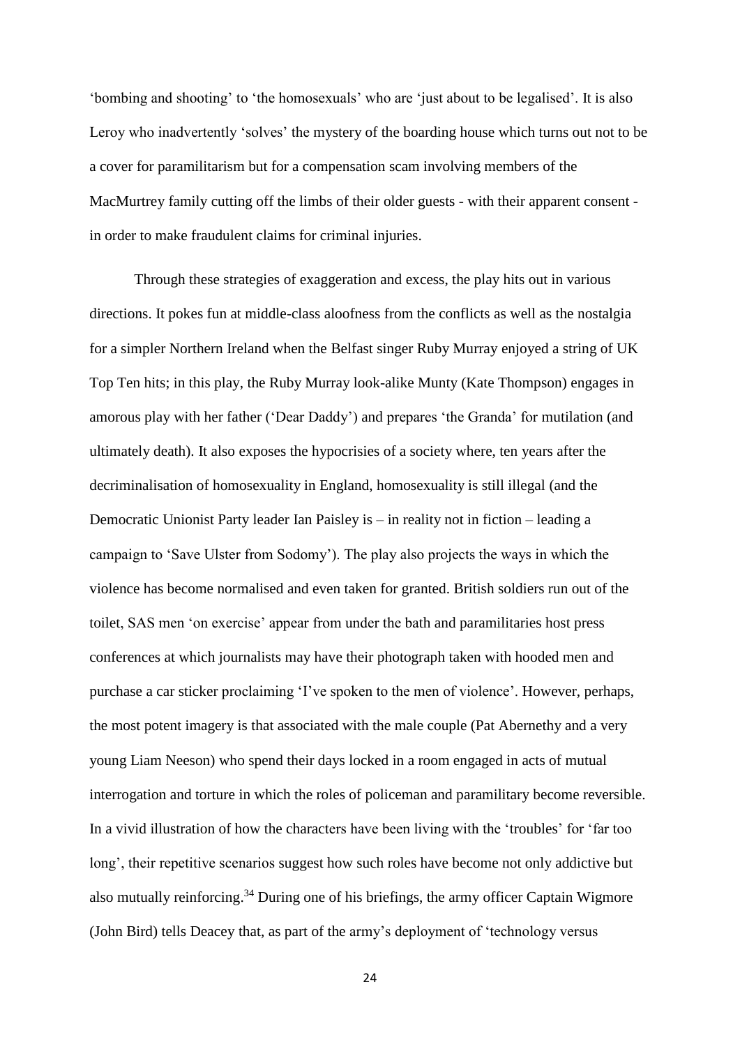'bombing and shooting' to 'the homosexuals' who are 'just about to be legalised'. It is also Leroy who inadvertently 'solves' the mystery of the boarding house which turns out not to be a cover for paramilitarism but for a compensation scam involving members of the MacMurtrey family cutting off the limbs of their older guests - with their apparent consent - in order to make fraudulent claims for criminal injuries.

Through these strategies of exaggeration and excess, the play hits out in various directions. It pokes fun at middle-class aloofness from the conflicts as well as the nostalgia for a simpler Northern Ireland when the Belfast singer Ruby Murray enjoyed a string of UK Top Ten hits; in this play, the Ruby Murray look-alike Munty (Kate Thompson) engages in amorous play with her father ('Dear Daddy') and prepares 'the Granda' for mutilation (and ultimately death). It also exposes the hypocrisies of a society where, ten years after the decriminalisation of homosexuality in England, homosexuality is still illegal (and the Democratic Unionist Party leader Ian Paisley is – in reality not in fiction – leading a campaign to 'Save Ulster from Sodomy'). The play also projects the ways in which the violence has become normalised and even taken for granted. British soldiers run out of the toilet, SAS men 'on exercise' appear from under the bath and paramilitaries host press conferences at which journalists may have their photograph taken with hooded men and purchase a car sticker proclaiming 'I've spoken to the men of violence'. However, perhaps, the most potent imagery is that associated with the male couple (Pat Abernethy and a very young Liam Neeson) who spend their days locked in a room engaged in acts of mutual interrogation and torture in which the roles of policeman and paramilitary become reversible. In a vivid illustration of how the characters have been living with the 'troubles' for 'far too long', their repetitive scenarios suggest how such roles have become not only addictive but also mutually reinforcing.[34] During one of his briefings, the army officer Captain Wigmore (John Bird) tells Deacey that, as part of the army's deployment of 'technology versus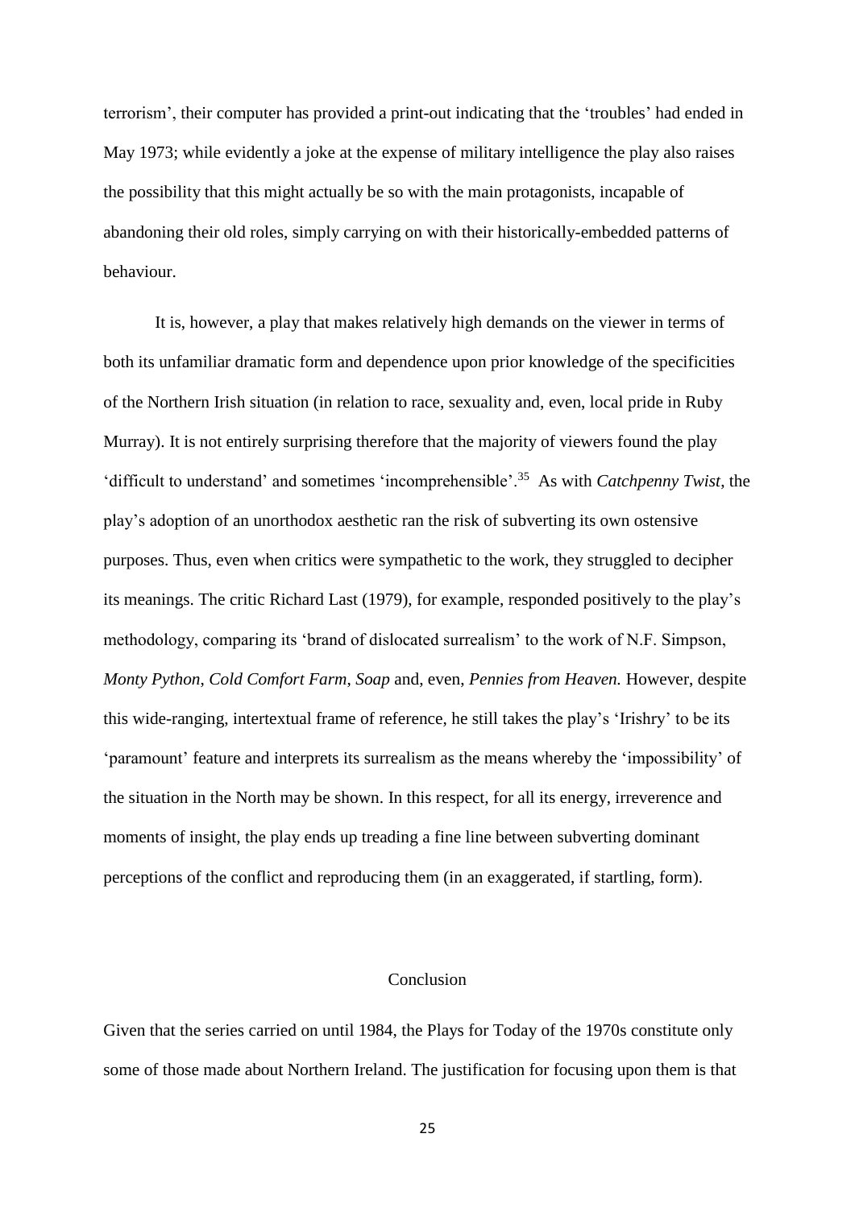terrorism', their computer has provided a print-out indicating that the 'troubles' had ended in May 1973; while evidently a joke at the expense of military intelligence the play also raises the possibility that this might actually be so with the main protagonists, incapable of abandoning their old roles, simply carrying on with their historically-embedded patterns of behaviour.

It is, however, a play that makes relatively high demands on the viewer in terms of both its unfamiliar dramatic form and dependence upon prior knowledge of the specificities of the Northern Irish situation (in relation to race, sexuality and, even, local pride in Ruby Murray). It is not entirely surprising therefore that the majority of viewers found the play 'difficult to understand' and sometimes 'incomprehensible'.[35] As with *Catchpenny Twist*, the play's adoption of an unorthodox aesthetic ran the risk of subverting its own ostensive purposes. Thus, even when critics were sympathetic to the work, they struggled to decipher its meanings. The critic Richard Last (1979), for example, responded positively to the play's methodology, comparing its 'brand of dislocated surrealism' to the work of N.F. Simpson, *Monty Python*, *Cold Comfort Farm*, *Soap* and, even, *Pennies from Heaven.* However, despite this wide-ranging, intertextual frame of reference, he still takes the play's 'Irishry' to be its 'paramount' feature and interprets its surrealism as the means whereby the 'impossibility' of the situation in the North may be shown. In this respect, for all its energy, irreverence and moments of insight, the play ends up treading a fine line between subverting dominant perceptions of the conflict and reproducing them (in an exaggerated, if startling, form).

## Conclusion

Given that the series carried on until 1984, the Plays for Today of the 1970s constitute only some of those made about Northern Ireland. The justification for focusing upon them is that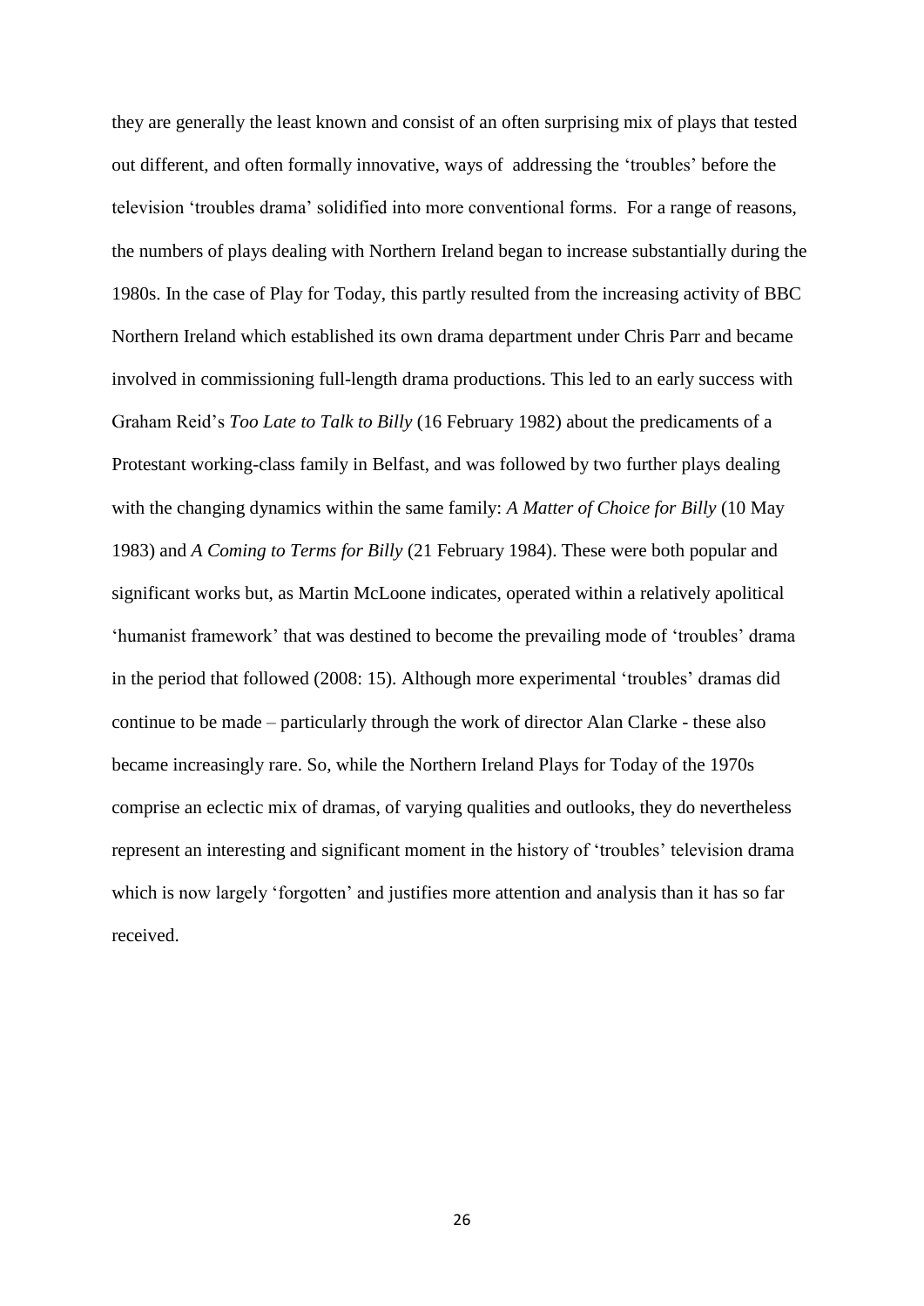they are generally the least known and consist of an often surprising mix of plays that tested out different, and often formally innovative, ways of addressing the 'troubles' before the television 'troubles drama' solidified into more conventional forms. For a range of reasons, the numbers of plays dealing with Northern Ireland began to increase substantially during the 1980s. In the case of Play for Today, this partly resulted from the increasing activity of BBC Northern Ireland which established its own drama department under Chris Parr and became involved in commissioning full-length drama productions. This led to an early success with Graham Reid's *Too Late to Talk to Billy* (16 February 1982) about the predicaments of a Protestant working-class family in Belfast, and was followed by two further plays dealing with the changing dynamics within the same family: *A Matter of Choice for Billy* (10 May 1983) and *A Coming to Terms for Billy* (21 February 1984). These were both popular and significant works but, as Martin McLoone indicates, operated within a relatively apolitical 'humanist framework' that was destined to become the prevailing mode of 'troubles' drama in the period that followed (2008: 15). Although more experimental 'troubles' dramas did continue to be made – particularly through the work of director Alan Clarke - these also became increasingly rare. So, while the Northern Ireland Plays for Today of the 1970s comprise an eclectic mix of dramas, of varying qualities and outlooks, they do nevertheless represent an interesting and significant moment in the history of 'troubles' television drama which is now largely 'forgotten' and justifies more attention and analysis than it has so far received.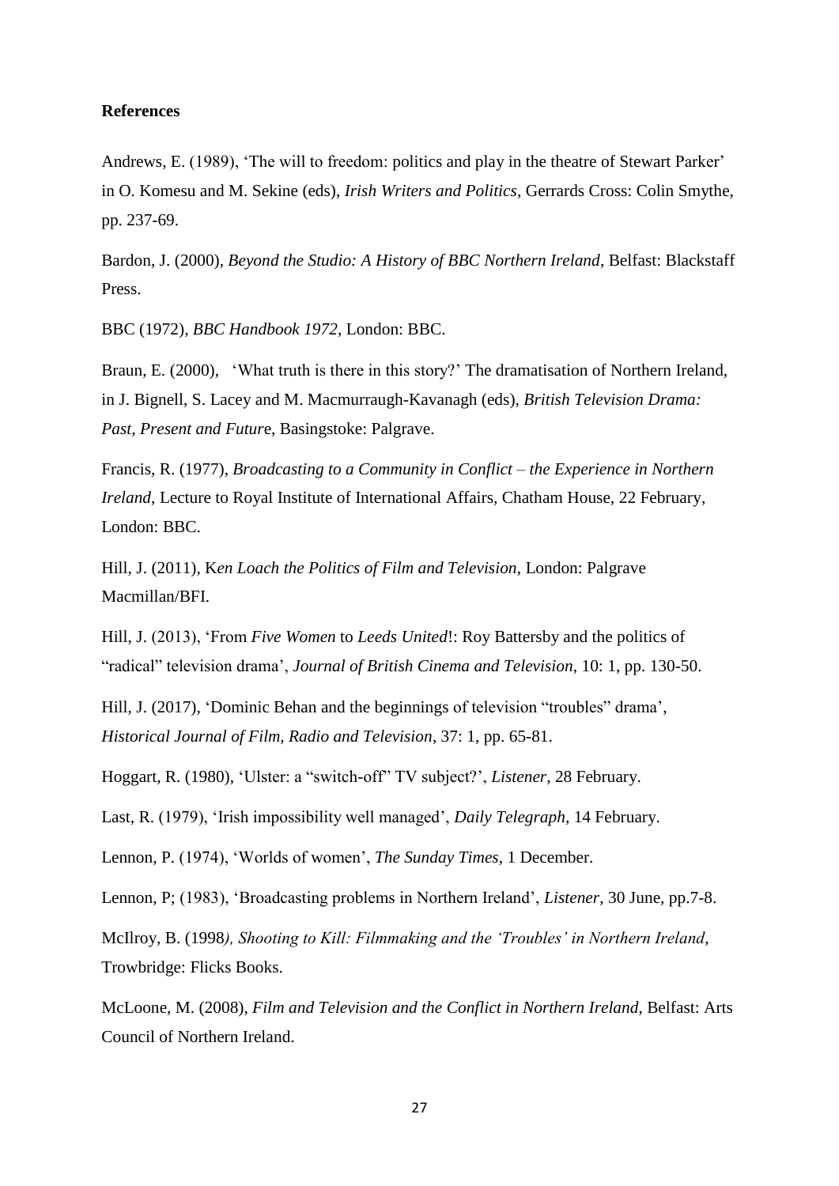**References**

Andrews, E. (1989), 'The will to freedom: politics and play in the theatre of Stewart Parker' in O. Komesu and M. Sekine (eds), *Irish Writers and Politics*, Gerrards Cross: Colin Smythe, pp. 237-69.

Bardon, J. (2000), *Beyond the Studio: A History of BBC Northern Ireland*, Belfast: Blackstaff Press.

BBC (1972), *BBC Handbook 1972*, London: BBC.

Braun, E. (2000), 'What truth is there in this story?' The dramatisation of Northern Ireland, in J. Bignell, S. Lacey and M. Macmurraugh-Kavanagh (eds), *British Television Drama: Past, Present and Future*, Basingstoke: Palgrave.

Francis, R. (1977), *Broadcasting to a Community in Conflict – the Experience in Northern Ireland*, Lecture to Royal Institute of International Affairs, Chatham House, 22 February, London: BBC.

Hill, J. (2011), K*en Loach the Politics of Film and Television*, London: Palgrave Macmillan/BFI.

Hill, J. (2013), 'From *Five Women* to *Leeds United*!: Roy Battersby and the politics of "radical" television drama', *Journal of British Cinema and Television*, 10: 1, pp. 130-50.

Hill, J. (2017), 'Dominic Behan and the beginnings of television "troubles" drama', *Historical Journal of Film, Radio and Television*, 37: 1, pp. 65-81.

Hoggart, R. (1980), 'Ulster: a "switch-off" TV subject?', *Listener*, 28 February.

Last, R. (1979), 'Irish impossibility well managed', *Daily Telegraph*, 14 February.

Lennon, P. (1974), 'Worlds of women', *The Sunday Times*, 1 December.

Lennon, P; (1983), 'Broadcasting problems in Northern Ireland', *Listener*, 30 June, pp.7-8.

McIlroy, B. (1998*), Shooting to Kill: Filmmaking and the 'Troubles' in Northern Ireland*, Trowbridge: Flicks Books.

McLoone, M. (2008), *Film and Television and the Conflict in Northern Ireland*, Belfast: Arts Council of Northern Ireland.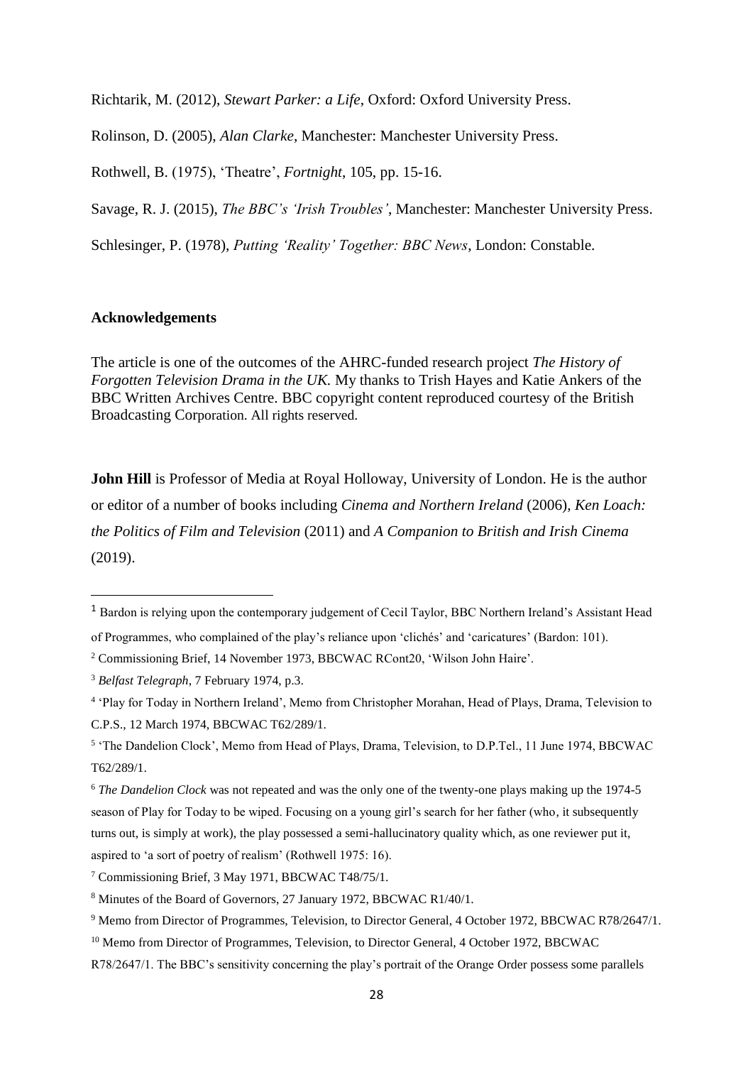Richtarik, M. (2012), *Stewart Parker: a Life*, Oxford: Oxford University Press.

Rolinson, D. (2005), *Alan Clarke*, Manchester: Manchester University Press.

Rothwell, B. (1975), 'Theatre', *Fortnight*, 105, pp. 15-16.

Savage, R. J. (2015), *The BBC's 'Irish Troubles'*, Manchester: Manchester University Press.

Schlesinger, P. (1978), *Putting 'Reality' Together: BBC News*, London: Constable.

**Acknowledgements**

The article is one of the outcomes of the AHRC-funded research project *The History of Forgotten Television Drama in the UK.* My thanks to Trish Hayes and Katie Ankers of the BBC Written Archives Centre. BBC copyright content reproduced courtesy of the British Broadcasting Corporation. All rights reserved.

**John Hill** is Professor of Media at Royal Holloway, University of London. He is the author or editor of a number of books including *Cinema and Northern Ireland* (2006), *Ken Loach: the Politics of Film and Television* (2011) and *A Companion to British and Irish Cinema* (2019).

---

[1] Bardon is relying upon the contemporary judgement of Cecil Taylor, BBC Northern Ireland's Assistant Head of Programmes, who complained of the play's reliance upon 'clichés' and 'caricatures' (Bardon: 101).

[2] Commissioning Brief, 14 November 1973, BBCWAC RCont20, 'Wilson John Haire'.

[3] *Belfast Telegraph*, 7 February 1974, p.3.

[4] 'Play for Today in Northern Ireland', Memo from Christopher Morahan, Head of Plays, Drama, Television to C.P.S., 12 March 1974, BBCWAC T62/289/1.

[5] 'The Dandelion Clock', Memo from Head of Plays, Drama, Television, to D.P.Tel., 11 June 1974, BBCWAC T62/289/1.

[6] *The Dandelion Clock* was not repeated and was the only one of the twenty-one plays making up the 1974-5 season of Play for Today to be wiped. Focusing on a young girl's search for her father (who, it subsequently turns out, is simply at work), the play possessed a semi-hallucinatory quality which, as one reviewer put it, aspired to 'a sort of poetry of realism' (Rothwell 1975: 16).

[7] Commissioning Brief, 3 May 1971, BBCWAC T48/75/1.

[8] Minutes of the Board of Governors, 27 January 1972, BBCWAC R1/40/1.

[9] Memo from Director of Programmes, Television, to Director General, 4 October 1972, BBCWAC R78/2647/1.

[10] Memo from Director of Programmes, Television, to Director General, 4 October 1972, BBCWAC R78/2647/1. The BBC's sensitivity concerning the play's portrait of the Orange Order possess some parallels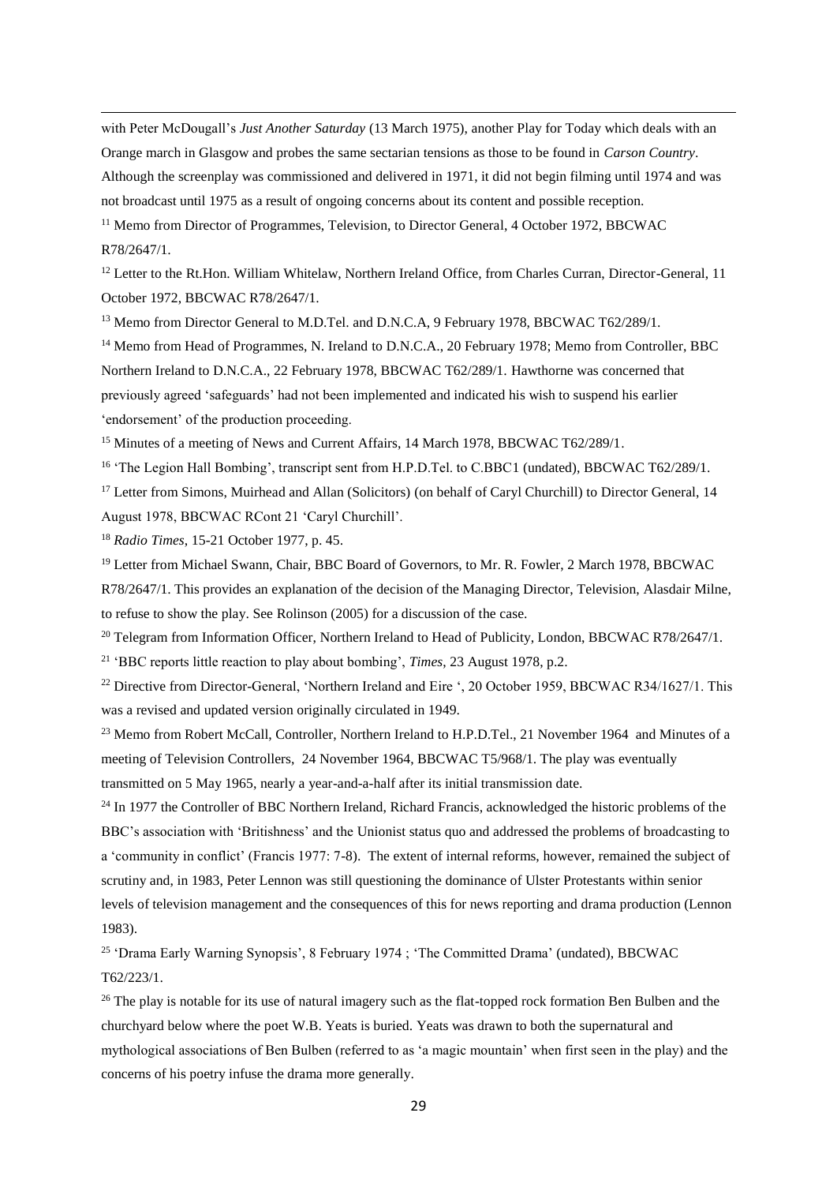with Peter McDougall's *Just Another Saturday* (13 March 1975), another Play for Today which deals with an Orange march in Glasgow and probes the same sectarian tensions as those to be found in *Carson Country*. Although the screenplay was commissioned and delivered in 1971, it did not begin filming until 1974 and was not broadcast until 1975 as a result of ongoing concerns about its content and possible reception.

[11] Memo from Director of Programmes, Television, to Director General, 4 October 1972, BBCWAC R78/2647/1.

[12] Letter to the Rt.Hon. William Whitelaw, Northern Ireland Office, from Charles Curran, Director-General, 11 October 1972, BBCWAC R78/2647/1.

[13] Memo from Director General to M.D.Tel. and D.N.C.A, 9 February 1978, BBCWAC T62/289/1.

[14] Memo from Head of Programmes, N. Ireland to D.N.C.A., 20 February 1978; Memo from Controller, BBC Northern Ireland to D.N.C.A., 22 February 1978, BBCWAC T62/289/1. Hawthorne was concerned that previously agreed 'safeguards' had not been implemented and indicated his wish to suspend his earlier 'endorsement' of the production proceeding.

[15] Minutes of a meeting of News and Current Affairs, 14 March 1978, BBCWAC T62/289/1.

[16] 'The Legion Hall Bombing', transcript sent from H.P.D.Tel. to C.BBC1 (undated), BBCWAC T62/289/1.

[17] Letter from Simons, Muirhead and Allan (Solicitors) (on behalf of Caryl Churchill) to Director General, 14 August 1978, BBCWAC RCont 21 'Caryl Churchill'.

[18] *Radio Times*, 15-21 October 1977, p. 45.

[19] Letter from Michael Swann, Chair, BBC Board of Governors, to Mr. R. Fowler, 2 March 1978, BBCWAC R78/2647/1. This provides an explanation of the decision of the Managing Director, Television, Alasdair Milne, to refuse to show the play. See Rolinson (2005) for a discussion of the case.

[20] Telegram from Information Officer, Northern Ireland to Head of Publicity, London, BBCWAC R78/2647/1.

[21] 'BBC reports little reaction to play about bombing', *Times*, 23 August 1978, p.2.

[22] Directive from Director-General, 'Northern Ireland and Eire ', 20 October 1959, BBCWAC R34/1627/1. This was a revised and updated version originally circulated in 1949.

[23] Memo from Robert McCall, Controller, Northern Ireland to H.P.D.Tel., 21 November 1964 and Minutes of a meeting of Television Controllers, 24 November 1964, BBCWAC T5/968/1. The play was eventually transmitted on 5 May 1965, nearly a year-and-a-half after its initial transmission date.

[24] In 1977 the Controller of BBC Northern Ireland, Richard Francis, acknowledged the historic problems of the BBC's association with 'Britishness' and the Unionist status quo and addressed the problems of broadcasting to a 'community in conflict' (Francis 1977: 7-8). The extent of internal reforms, however, remained the subject of scrutiny and, in 1983, Peter Lennon was still questioning the dominance of Ulster Protestants within senior levels of television management and the consequences of this for news reporting and drama production (Lennon 1983).

[25] 'Drama Early Warning Synopsis', 8 February 1974 ; 'The Committed Drama' (undated), BBCWAC T62/223/1.

[26] The play is notable for its use of natural imagery such as the flat-topped rock formation Ben Bulben and the churchyard below where the poet W.B. Yeats is buried. Yeats was drawn to both the supernatural and mythological associations of Ben Bulben (referred to as 'a magic mountain' when first seen in the play) and the concerns of his poetry infuse the drama more generally.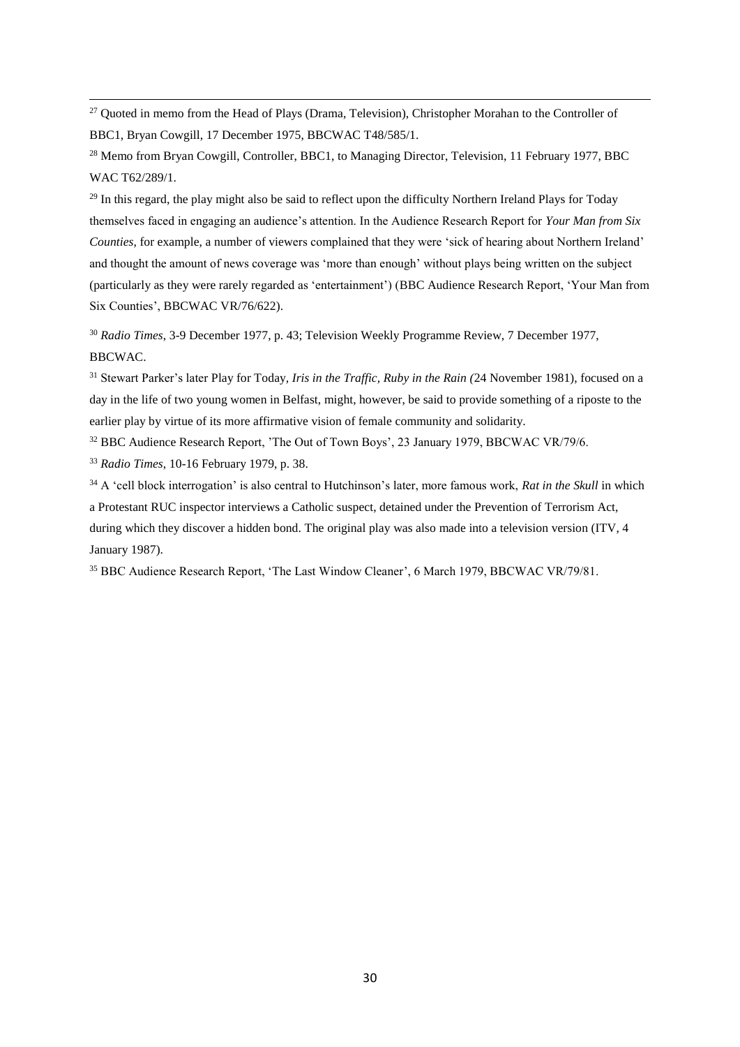[27] Quoted in memo from the Head of Plays (Drama, Television), Christopher Morahan to the Controller of BBC1, Bryan Cowgill, 17 December 1975, BBCWAC T48/585/1.

[28] Memo from Bryan Cowgill, Controller, BBC1, to Managing Director, Television, 11 February 1977, BBC WAC T62/289/1.

[29] In this regard, the play might also be said to reflect upon the difficulty Northern Ireland Plays for Today themselves faced in engaging an audience's attention. In the Audience Research Report for *Your Man from Six Counties*, for example, a number of viewers complained that they were 'sick of hearing about Northern Ireland' and thought the amount of news coverage was 'more than enough' without plays being written on the subject (particularly as they were rarely regarded as 'entertainment') (BBC Audience Research Report, 'Your Man from Six Counties', BBCWAC VR/76/622).

[30] *Radio Times*, 3-9 December 1977, p. 43; Television Weekly Programme Review, 7 December 1977, BBCWAC.

[31] Stewart Parker's later Play for Today, *Iris in the Traffic, Ruby in the Rain (*24 November 1981), focused on a day in the life of two young women in Belfast, might, however, be said to provide something of a riposte to the earlier play by virtue of its more affirmative vision of female community and solidarity.

[32] BBC Audience Research Report, 'The Out of Town Boys', 23 January 1979, BBCWAC VR/79/6.

[33] *Radio Times*, 10-16 February 1979, p. 38.

[34] A 'cell block interrogation' is also central to Hutchinson's later, more famous work, *Rat in the Skull* in which a Protestant RUC inspector interviews a Catholic suspect, detained under the Prevention of Terrorism Act, during which they discover a hidden bond. The original play was also made into a television version (ITV, 4 January 1987).

[35] BBC Audience Research Report, 'The Last Window Cleaner', 6 March 1979, BBCWAC VR/79/81.